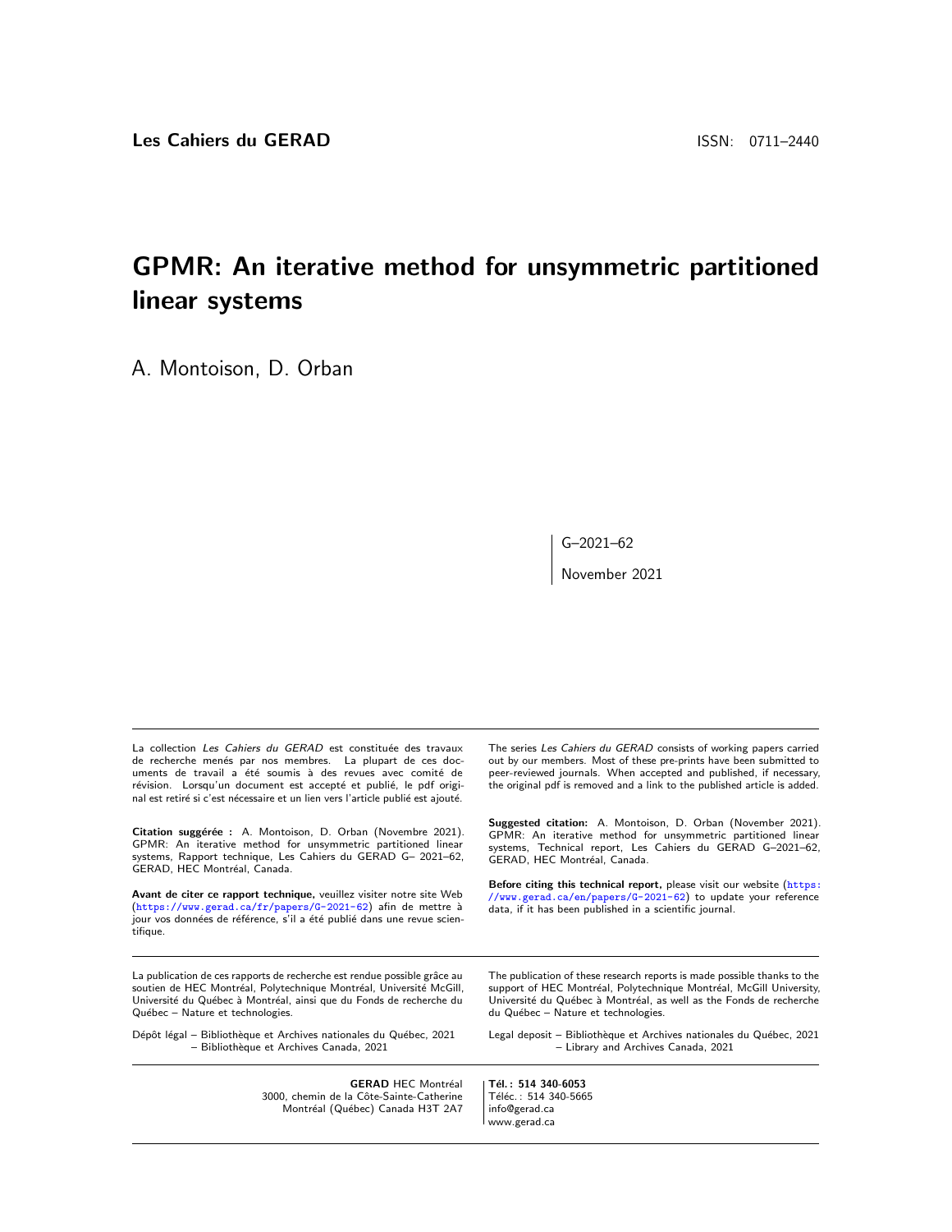**Les Cahiers du GERAD** ISSN: 0711–2440

# GPMR: An iterative method for unsymmetric partitioned linear systems

A. Montoison, D. Orban

G–2021–62

November 2021

La collection *Les Cahiers du GERAD* est constituée des travaux de recherche menés par nos membres. La plupart de ces documents de travail a été soumis à des revues avec comité de révision. Lorsqu'un document est accepté et publié, le pdf original est retiré si c'est nécessaire et un lien vers l'article publié est ajouté.

The series *Les Cahiers du GERAD* consists of working papers carried out by our members. Most of these pre-prints have been submitted to peer-reviewed journals. When accepted and published, if necessary, the original pdf is removed and a link to the published article is added.

**Citation suggérée :** A. Montoison, D. Orban (Novembre 2021). GPMR: An iterative method for unsymmetric partitioned linear systems, Rapport technique, Les Cahiers du GERAD G– 2021–62, GERAD, HEC Montréal, Canada.

**Suggested citation:** A. Montoison, D. Orban (November 2021). GPMR: An iterative method for unsymmetric partitioned linear systems, Technical report, Les Cahiers du GERAD G–2021–62, GERAD, HEC Montréal, Canada.

**Avant de citer ce rapport technique,** veuillez visiter notre site Web (https://www.gerad.ca/fr/papers/G-2021-62) afin de mettre à jour vos données de référence, s'il a été publié dans une revue scientifique.

**Before citing this technical report,** please visit our website (https://www.gerad.ca/en/papers/G-2021-62) to update your reference data, if it has been published in a scientific journal.

La publication de ces rapports de recherche est rendue possible grâce au soutien de HEC Montréal, Polytechnique Montréal, Université McGill, Université du Québec à Montréal, ainsi que du Fonds de recherche du Québec – Nature et technologies.

The publication of these research reports is made possible thanks to the support of HEC Montréal, Polytechnique Montréal, McGill University, Université du Québec à Montréal, as well as the Fonds de recherche du Québec – Nature et technologies.

Dépôt légal – Bibliothèque et Archives nationales du Québec, 2021
– Bibliothèque et Archives Canada, 2021

Legal deposit – Bibliothèque et Archives nationales du Québec, 2021
– Library and Archives Canada, 2021

**GERAD** HEC Montréal
3000, chemin de la Côte-Sainte-Catherine
Montréal (Québec) Canada H3T 2A7

**Tél. : 514 340-6053**
Téléc. : 514 340-5665
info@gerad.ca
www.gerad.ca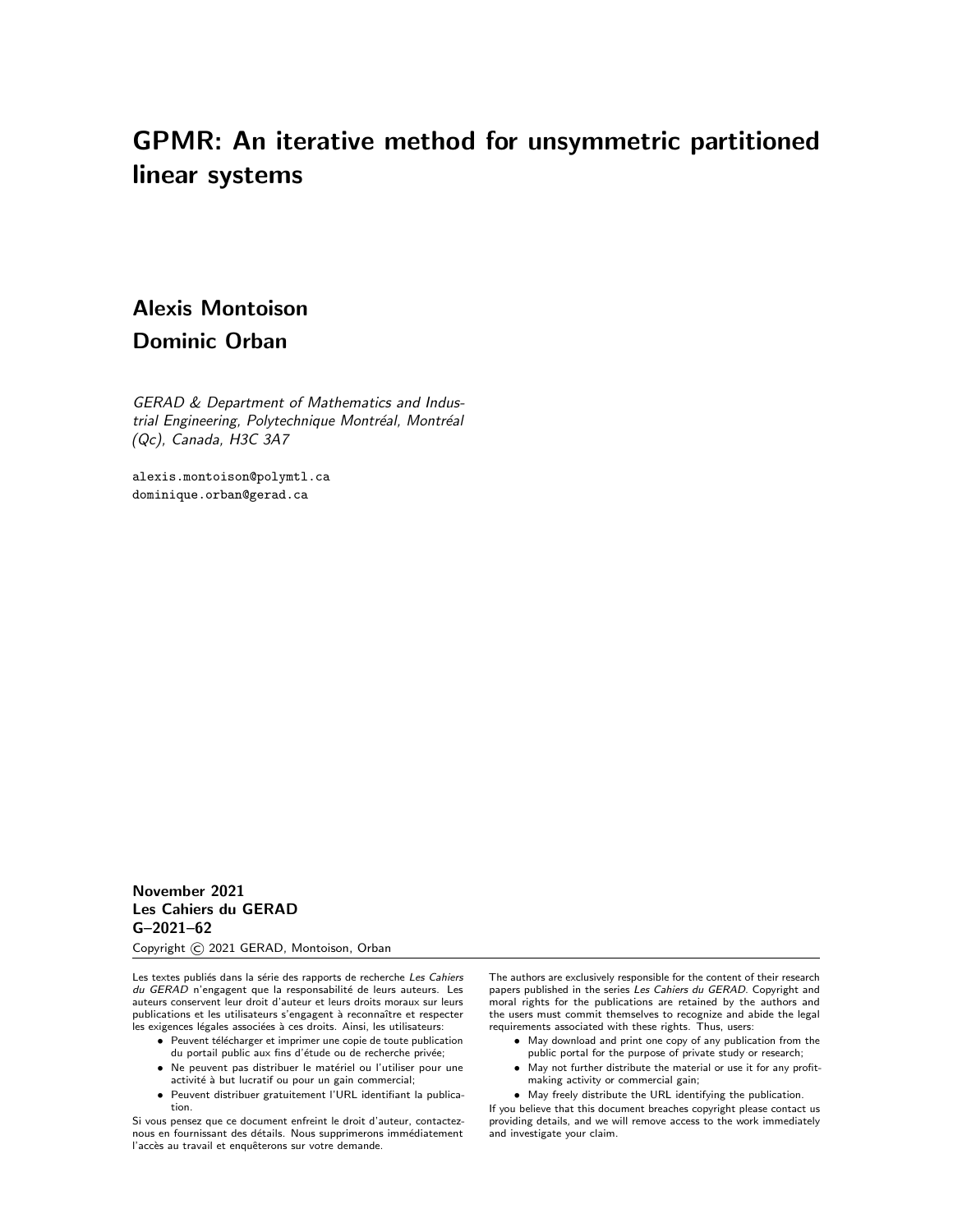# GPMR: An iterative method for unsymmetric partitioned linear systems

**Alexis Montoison**  
**Dominic Orban**

*GERAD & Department of Mathematics and Industrial Engineering, Polytechnique Montréal, Montréal (Qc), Canada, H3C 3A7*

alexis.montoison@polymtl.ca  
dominique.orban@gerad.ca

**November 2021**  
**Les Cahiers du GERAD**  
**G–2021–62**  
Copyright © 2021 GERAD, Montoison, Orban

Les textes publiés dans la série des rapports de recherche *Les Cahiers du GERAD* n'engagent que la responsabilité de leurs auteurs. Les auteurs conservent leur droit d'auteur et leurs droits moraux sur leurs publications et les utilisateurs s'engagent à reconnaître et respecter les exigences légales associées à ces droits. Ainsi, les utilisateurs:

- Peuvent télécharger et imprimer une copie de toute publication du portail public aux fins d'étude ou de recherche privée;
- Ne peuvent pas distribuer le matériel ou l'utiliser pour une activité à but lucratif ou pour un gain commercial;
- Peuvent distribuer gratuitement l'URL identifiant la publication.

Si vous pensez que ce document enfreint le droit d'auteur, contactez-nous en fournissant des détails. Nous supprimerons immédiatement l'accès au travail et enquêterons sur votre demande.

The authors are exclusively responsible for the content of their research papers published in the series *Les Cahiers du GERAD*. Copyright and moral rights for the publications are retained by the authors and the users must commit themselves to recognize and abide the legal requirements associated with these rights. Thus, users:

- May download and print one copy of any publication from the public portal for the purpose of private study or research;
- May not further distribute the material or use it for any profit-making activity or commercial gain;
- May freely distribute the URL identifying the publication.

If you believe that this document breaches copyright please contact us providing details, and we will remove access to the work immediately and investigate your claim.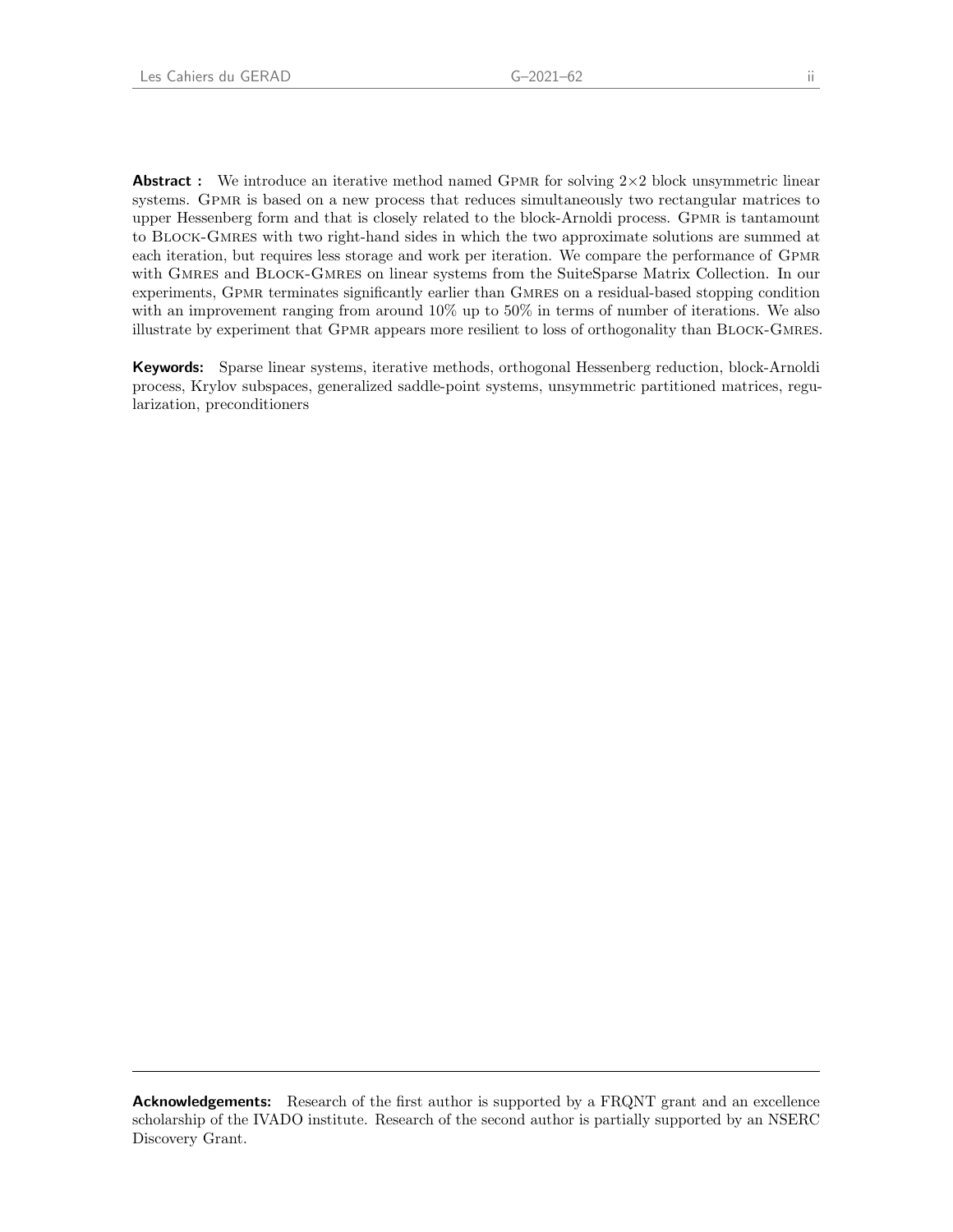**Abstract :** We introduce an iterative method named GPMR for solving $2\times2$ block unsymmetric linear systems. GPMR is based on a new process that reduces simultaneously two rectangular matrices to upper Hessenberg form and that is closely related to the block-Arnoldi process. GPMR is tantamount to BLOCK-GMRES with two right-hand sides in which the two approximate solutions are summed at each iteration, but requires less storage and work per iteration. We compare the performance of GPMR with GMRES and BLOCK-GMRES on linear systems from the SuiteSparse Matrix Collection. In our experiments, GPMR terminates significantly earlier than GMRES on a residual-based stopping condition with an improvement ranging from around 10% up to 50% in terms of number of iterations. We also illustrate by experiment that GPMR appears more resilient to loss of orthogonality than BLOCK-GMRES.

**Keywords:** Sparse linear systems, iterative methods, orthogonal Hessenberg reduction, block-Arnoldi process, Krylov subspaces, generalized saddle-point systems, unsymmetric partitioned matrices, regularization, preconditioners

---

**Acknowledgements:** Research of the first author is supported by a FRQNT grant and an excellence scholarship of the IVADO institute. Research of the second author is partially supported by an NSERC Discovery Grant.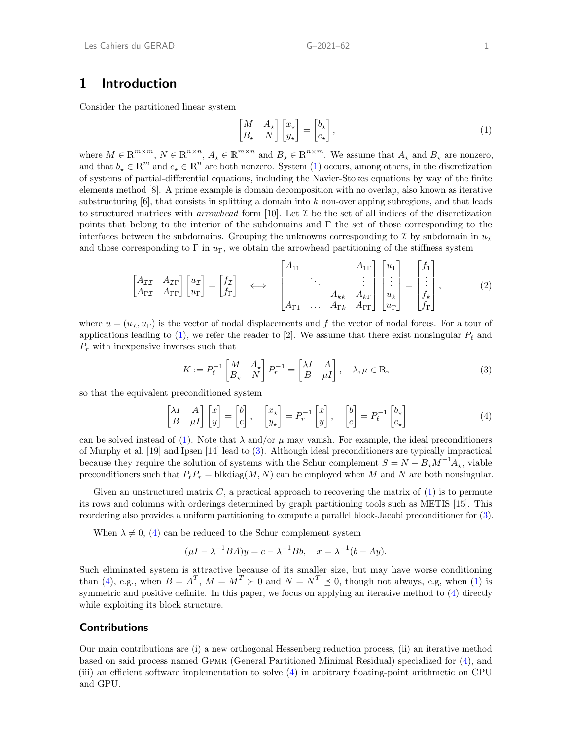# 1 Introduction

Consider the partitioned linear system

$$\begin{bmatrix} M & A_\star \\ B_\star & N \end{bmatrix} \begin{bmatrix} x_\star \\ y_\star \end{bmatrix} = \begin{bmatrix} b_\star \\ c_\star \end{bmatrix}, \tag{1}$$

where $M \in \mathbb{R}^{m\times m}$, $N \in \mathbb{R}^{n\times n}$, $A_\star \in \mathbb{R}^{m\times n}$ and $B_\star \in \mathbb{R}^{n\times m}$. We assume that $A_\star$ and $B_\star$ are nonzero, and that $b_\star \in \mathbb{R}^m$ and $c_\star \in \mathbb{R}^n$ are both nonzero. System (1) occurs, among others, in the discretization of systems of partial-differential equations, including the Navier-Stokes equations by way of the finite elements method [8]. A prime example is domain decomposition with no overlap, also known as iterative substructuring [6], that consists in splitting a domain into $k$ non-overlapping subregions, and that leads to structured matrices with *arrowhead* form [10]. Let $\mathcal{I}$ be the set of all indices of the discretization points that belong to the interior of the subdomains and $\Gamma$ the set of those corresponding to the interfaces between the subdomains. Grouping the unknowns corresponding to $\mathcal{I}$ by subdomain in $u_\mathcal{I}$ and those corresponding to $\Gamma$ in $u_\Gamma$, we obtain the arrowhead partitioning of the stiffness system

$$\begin{bmatrix} A_{\mathcal{I}\mathcal{I}} & A_{\mathcal{I}\Gamma} \\ A_{\Gamma\mathcal{I}} & A_{\Gamma\Gamma} \end{bmatrix} \begin{bmatrix} u_\mathcal{I} \\ u_\Gamma \end{bmatrix} = \begin{bmatrix} f_\mathcal{I} \\ f_\Gamma \end{bmatrix} \iff \begin{bmatrix} A_{11} & & & A_{1\Gamma} \\ & \ddots & & \vdots \\ & & A_{kk} & A_{k\Gamma} \\ A_{\Gamma 1} & \dots & A_{\Gamma k} & A_{\Gamma\Gamma} \end{bmatrix} \begin{bmatrix} u_1 \\ \vdots \\ u_k \\ u_\Gamma \end{bmatrix} = \begin{bmatrix} f_1 \\ \vdots \\ f_k \\ f_\Gamma \end{bmatrix}, \tag{2}$$

where $u = (u_\mathcal{I}, u_\Gamma)$ is the vector of nodal displacements and $f$ the vector of nodal forces. For a tour of applications leading to (1), we refer the reader to [2]. We assume that there exist nonsingular $P_\ell$ and $P_r$ with inexpensive inverses such that

$$K := P_\ell^{-1} \begin{bmatrix} M & A_\star \\ B_\star & N \end{bmatrix} P_r^{-1} = \begin{bmatrix} \lambda I & A \\ B & \mu I \end{bmatrix}, \quad \lambda, \mu \in \mathbb{R}, \tag{3}$$

so that the equivalent preconditioned system

$$\begin{bmatrix} \lambda I & A \\ B & \mu I \end{bmatrix} \begin{bmatrix} x \\ y \end{bmatrix} = \begin{bmatrix} b \\ c \end{bmatrix}, \quad \begin{bmatrix} x_\star \\ y_\star \end{bmatrix} = P_r^{-1} \begin{bmatrix} x \\ y \end{bmatrix}, \quad \begin{bmatrix} b \\ c \end{bmatrix} = P_\ell^{-1} \begin{bmatrix} b_\star \\ c_\star \end{bmatrix} \tag{4}$$

can be solved instead of (1). Note that $\lambda$ and/or $\mu$ may vanish. For example, the ideal preconditioners of Murphy et al. [19] and Ipsen [14] lead to (3). Although ideal preconditioners are typically impractical because they require the solution of systems with the Schur complement $S = N - B_\star M^{-1} A_\star$, viable preconditioners such that $P_\ell P_r = \text{blkdiag}(M, N)$ can be employed when $M$ and $N$ are both nonsingular.

Given an unstructured matrix $C$, a practical approach to recovering the matrix of (1) is to permute its rows and columns with orderings determined by graph partitioning tools such as METIS [15]. This reordering also provides a uniform partitioning to compute a parallel block-Jacobi preconditioner for (3).

When $\lambda \neq 0$, (4) can be reduced to the Schur complement system

$$(\mu I - \lambda^{-1} BA) y = c - \lambda^{-1} Bb, \quad x = \lambda^{-1}(b - Ay).$$

Such eliminated system is attractive because of its smaller size, but may have worse conditioning than (4), e.g., when $B = A^T$, $M = M^T \succ 0$ and $N = N^T \preceq 0$, though not always, e.g, when (1) is symmetric and positive definite. In this paper, we focus on applying an iterative method to (4) directly while exploiting its block structure.

## Contributions

Our main contributions are (i) a new orthogonal Hessenberg reduction process, (ii) an iterative method based on said process named GPMR (General Partitioned Minimal Residual) specialized for (4), and (iii) an efficient software implementation to solve (4) in arbitrary floating-point arithmetic on CPU and GPU.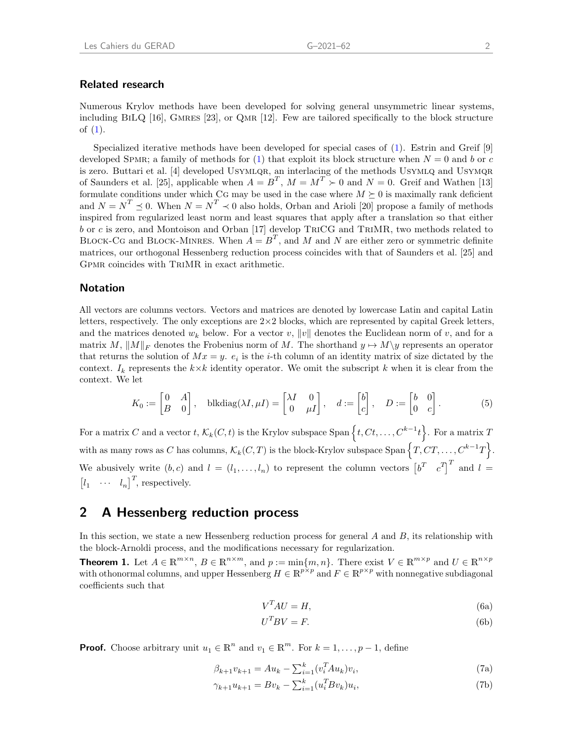### Related research

Numerous Krylov methods have been developed for solving general unsymmetric linear systems, including BiLQ [16], Gmres [23], or Qmr [12]. Few are tailored specifically to the block structure of (1).

Specialized iterative methods have been developed for special cases of (1). Estrin and Greif [9] developed Spmr; a family of methods for (1) that exploit its block structure when $N = 0$ and $b$ or $c$ is zero. Buttari et al. [4] developed Usymlqr, an interlacing of the methods Usymlq and Usymqr of Saunders et al. [25], applicable when $A = B^T$, $M = M^T \succ 0$ and $N = 0$. Greif and Wathen [13] formulate conditions under which Cg may be used in the case where $M \succeq 0$ is maximally rank deficient and $N = N^T \preceq 0$. When $N = N^T \prec 0$ also holds, Orban and Arioli [20] propose a family of methods inspired from regularized least norm and least squares that apply after a translation so that either $b$ or $c$ is zero, and Montoison and Orban [17] develop TriCG and TriMR, two methods related to Block-Cg and Block-Minres. When $A = B^T$, and $M$ and $N$ are either zero or symmetric definite matrices, our orthogonal Hessenberg reduction process coincides with that of Saunders et al. [25] and Gpmr coincides with TriMR in exact arithmetic.

### Notation

All vectors are columns vectors. Vectors and matrices are denoted by lowercase Latin and capital Latin letters, respectively. The only exceptions are $2{\times}2$ blocks, which are represented by capital Greek letters, and the matrices denoted $w_k$ below. For a vector $v$, $\|v\|$ denotes the Euclidean norm of $v$, and for a matrix $M$, $\|M\|_F$ denotes the Frobenius norm of $M$. The shorthand $y \mapsto M\backslash y$ represents an operator that returns the solution of $Mx = y$. $e_i$ is the $i$-th column of an identity matrix of size dictated by the context. $I_k$ represents the $k{\times}k$ identity operator. We omit the subscript $k$ when it is clear from the context. We let

$$K_0 := \begin{bmatrix} 0 & A \\ B & 0 \end{bmatrix}, \quad \text{blkdiag}(\lambda I, \mu I) = \begin{bmatrix} \lambda I & 0 \\ 0 & \mu I \end{bmatrix}, \quad d := \begin{bmatrix} b \\ c \end{bmatrix}, \quad D := \begin{bmatrix} b & 0 \\ 0 & c \end{bmatrix}. \tag{5}$$

For a matrix $C$ and a vector $t$, $\mathcal{K}_k(C, t)$ is the Krylov subspace $\text{Span}\left\{t, Ct, \ldots, C^{k-1}t\right\}$. For a matrix $T$ with as many rows as $C$ has columns, $\mathcal{K}_k(C, T)$ is the block-Krylov subspace $\text{Span}\left\{T, CT, \ldots, C^{k-1}T\right\}$. We abusively write $(b, c)$ and $l = (l_1, \ldots, l_n)$ to represent the column vectors $\begin{bmatrix} b^T & c^T \end{bmatrix}^T$ and $l = \begin{bmatrix} l_1 & \cdots & l_n \end{bmatrix}^T$, respectively.

## 2 A Hessenberg reduction process

In this section, we state a new Hessenberg reduction process for general $A$ and $B$, its relationship with the block-Arnoldi process, and the modifications necessary for regularization.

**Theorem 1.** Let $A \in \mathbb{R}^{m \times n}$, $B \in \mathbb{R}^{n \times m}$, and $p := \min\{m, n\}$. There exist $V \in \mathbb{R}^{m \times p}$ and $U \in \mathbb{R}^{n \times p}$ with othonormal columns, and upper Hessenberg $H \in \mathbb{R}^{p \times p}$ and $F \in \mathbb{R}^{p \times p}$ with nonnegative subdiagonal coefficients such that

$$V^T A U = H, \tag{6a}$$

$$U^T B V = F. \tag{6b}$$

**Proof.** Choose arbitrary unit $u_1 \in \mathbb{R}^n$ and $v_1 \in \mathbb{R}^m$. For $k = 1, \ldots, p - 1$, define

$$\beta_{k+1} v_{k+1} = A u_k - \textstyle\sum_{i=1}^{k} (v_i^T A u_k) v_i, \tag{7a}$$

$$\gamma_{k+1} u_{k+1} = B v_k - \textstyle\sum_{i=1}^{k} (u_i^T B v_k) u_i, \tag{7b}$$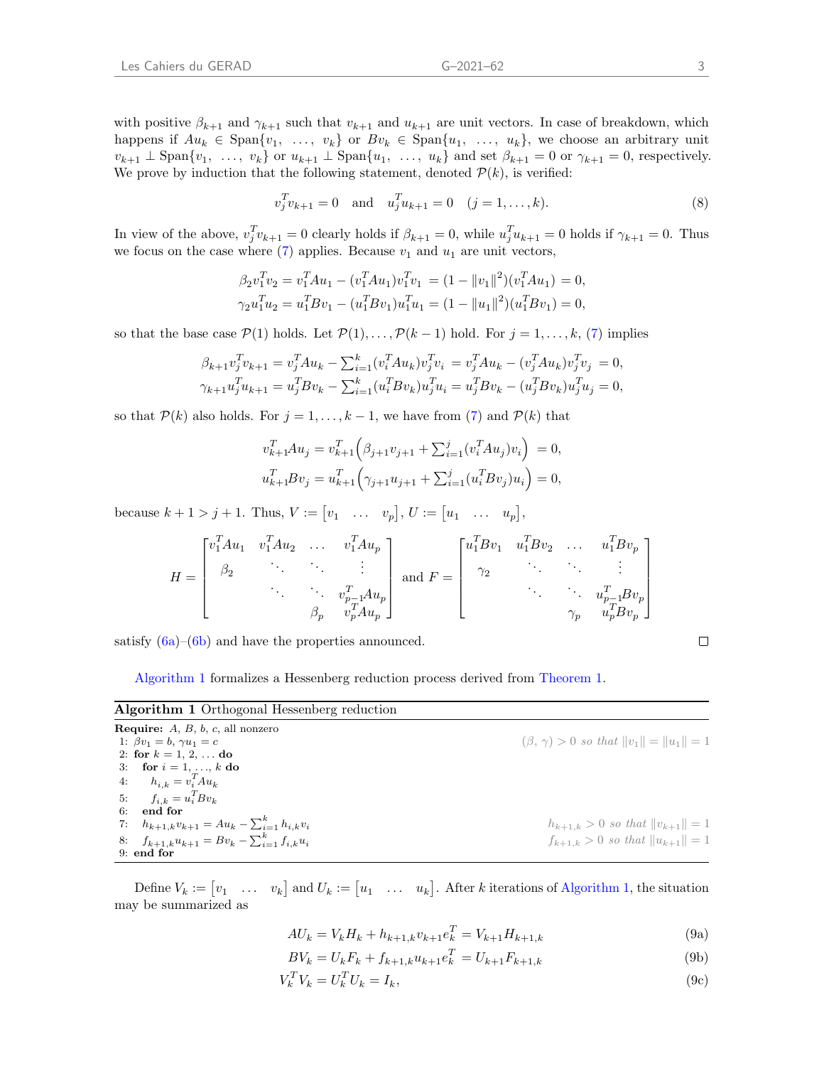with positive $\beta_{k+1}$ and $\gamma_{k+1}$ such that $v_{k+1}$ and $u_{k+1}$ are unit vectors. In case of breakdown, which happens if $Au_k \in \text{Span}\{v_1, \ldots, v_k\}$ or $Bv_k \in \text{Span}\{u_1, \ldots, u_k\}$, we choose an arbitrary unit $v_{k+1} \perp \text{Span}\{v_1, \ldots, v_k\}$ or $u_{k+1} \perp \text{Span}\{u_1, \ldots, u_k\}$ and set $\beta_{k+1} = 0$ or $\gamma_{k+1} = 0$, respectively. We prove by induction that the following statement, denoted $\mathcal{P}(k)$, is verified:

$$v_j^T v_{k+1} = 0 \quad \text{and} \quad u_j^T u_{k+1} = 0 \quad (j = 1, \ldots, k). \tag{8}$$

In view of the above, $v_j^T v_{k+1} = 0$ clearly holds if $\beta_{k+1} = 0$, while $u_j^T u_{k+1} = 0$ holds if $\gamma_{k+1} = 0$. Thus we focus on the case where (7) applies. Because $v_1$ and $u_1$ are unit vectors,

$$\beta_2 v_1^T v_2 = v_1^T A u_1 - (v_1^T A u_1) v_1^T v_1 = (1 - \|v_1\|^2)(v_1^T A u_1) = 0,$$
$$\gamma_2 u_1^T u_2 = u_1^T B v_1 - (u_1^T B v_1) u_1^T u_1 = (1 - \|u_1\|^2)(u_1^T B v_1) = 0,$$

so that the base case $\mathcal{P}(1)$ holds. Let $\mathcal{P}(1), \ldots, \mathcal{P}(k-1)$ hold. For $j = 1, \ldots, k$, (7) implies

$$\beta_{k+1} v_j^T v_{k+1} = v_j^T A u_k - \textstyle\sum_{i=1}^k (v_i^T A u_k) v_j^T v_i = v_j^T A u_k - (v_j^T A u_k) v_j^T v_j = 0,$$
$$\gamma_{k+1} u_j^T u_{k+1} = u_j^T B v_k - \textstyle\sum_{i=1}^k (u_i^T B v_k) u_j^T u_i = u_j^T B v_k - (u_j^T B v_k) u_j^T u_j = 0,$$

so that $\mathcal{P}(k)$ also holds. For $j = 1, \ldots, k-1$, we have from (7) and $\mathcal{P}(k)$ that

$$v_{k+1}^T A u_j = v_{k+1}^T \Big( \beta_{j+1} v_{j+1} + \textstyle\sum_{i=1}^j (v_i^T A u_j) v_i \Big) = 0,$$
$$u_{k+1}^T B v_j = u_{k+1}^T \Big( \gamma_{j+1} u_{j+1} + \textstyle\sum_{i=1}^j (u_i^T B v_j) u_i \Big) = 0,$$

because $k + 1 > j + 1$. Thus, $V := \begin{bmatrix} v_1 & \ldots & v_p \end{bmatrix}$, $U := \begin{bmatrix} u_1 & \ldots & u_p \end{bmatrix}$,

$$H = \begin{bmatrix} v_1^T A u_1 & v_1^T A u_2 & \ldots & v_1^T A u_p \\ \beta_2 & \ddots & \ddots & \vdots \\ & \ddots & \ddots & v_{p-1}^T A u_p \\ & & \beta_p & v_p^T A u_p \end{bmatrix} \text{ and } F = \begin{bmatrix} u_1^T B v_1 & u_1^T B v_2 & \ldots & u_1^T B v_p \\ \gamma_2 & \ddots & \ddots & \vdots \\ & \ddots & \ddots & u_{p-1}^T B v_p \\ & & \gamma_p & u_p^T B v_p \end{bmatrix}$$

satisfy (6a)–(6b) and have the properties announced. □

Algorithm 1 formalizes a Hessenberg reduction process derived from Theorem 1.

**Algorithm 1** Orthogonal Hessenberg reduction

```
Require: A, B, b, c, all nonzero
1: βv_1 = b, γu_1 = c                          (β, γ) > 0 so that ‖v_1‖ = ‖u_1‖ = 1
2: for k = 1, 2, ... do
3:   for i = 1, ..., k do
4:     h_{i,k} = v_i^T A u_k
5:     f_{i,k} = u_i^T B v_k
6:   end for
7:   h_{k+1,k} v_{k+1} = A u_k − Σ_{i=1}^k h_{i,k} v_i    h_{k+1,k} > 0 so that ‖v_{k+1}‖ = 1
8:   f_{k+1,k} u_{k+1} = B v_k − Σ_{i=1}^k f_{i,k} u_i    f_{k+1,k} > 0 so that ‖u_{k+1}‖ = 1
9: end for
```

Define $V_k := \begin{bmatrix} v_1 & \ldots & v_k \end{bmatrix}$ and $U_k := \begin{bmatrix} u_1 & \ldots & u_k \end{bmatrix}$. After $k$ iterations of Algorithm 1, the situation may be summarized as

$$AU_k = V_k H_k + h_{k+1,k} v_{k+1} e_k^T = V_{k+1} H_{k+1,k} \tag{9a}$$
$$BV_k = U_k F_k + f_{k+1,k} u_{k+1} e_k^T = U_{k+1} F_{k+1,k} \tag{9b}$$
$$V_k^T V_k = U_k^T U_k = I_k, \tag{9c}$$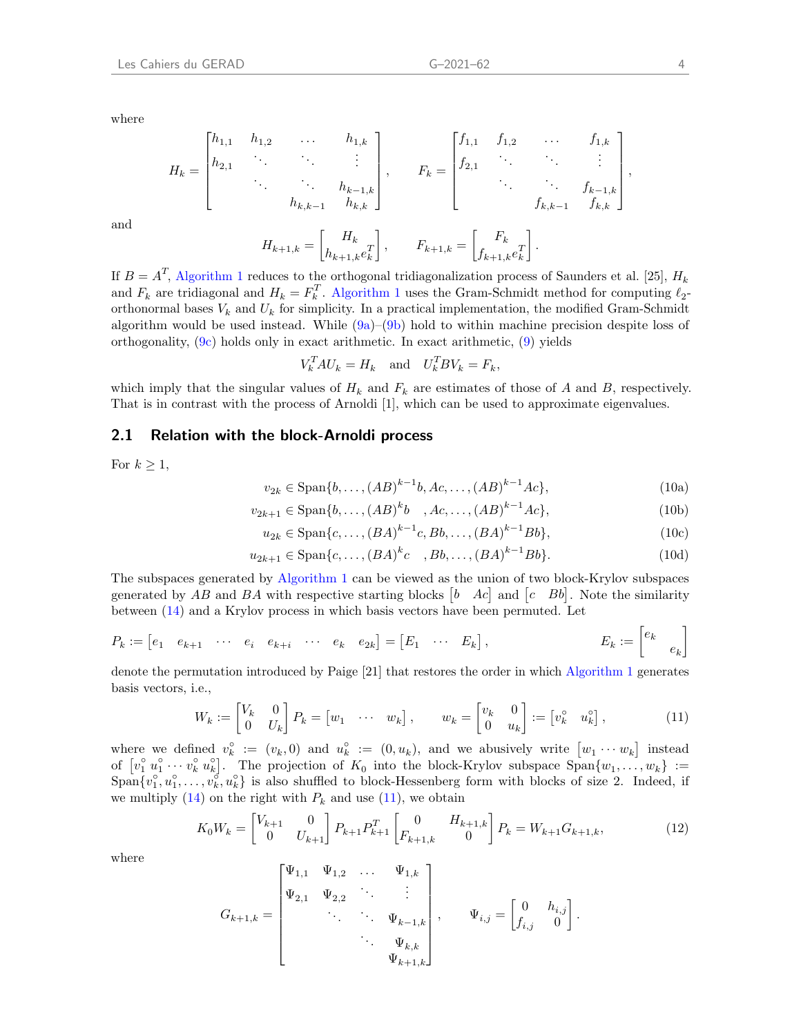where

$$
H_k = \begin{bmatrix} h_{1,1} & h_{1,2} & \dots & h_{1,k} \\ h_{2,1} & \ddots & \ddots & \vdots \\ & \ddots & \ddots & h_{k-1,k} \\ & & h_{k,k-1} & h_{k,k} \end{bmatrix}, \qquad F_k = \begin{bmatrix} f_{1,1} & f_{1,2} & \dots & f_{1,k} \\ f_{2,1} & \ddots & \ddots & \vdots \\ & \ddots & \ddots & f_{k-1,k} \\ & & f_{k,k-1} & f_{k,k} \end{bmatrix},
$$

and

$$
H_{k+1,k} = \begin{bmatrix} H_k \\ h_{k+1,k} e_k^T \end{bmatrix}, \qquad F_{k+1,k} = \begin{bmatrix} F_k \\ f_{k+1,k} e_k^T \end{bmatrix}.
$$

If $B = A^T$, Algorithm 1 reduces to the orthogonal tridiagonalization process of Saunders et al. [25], $H_k$ and $F_k$ are tridiagonal and $H_k = F_k^T$. Algorithm 1 uses the Gram-Schmidt method for computing $\ell_2$-orthonormal bases $V_k$ and $U_k$ for simplicity. In a practical implementation, the modified Gram-Schmidt algorithm would be used instead. While (9a)–(9b) hold to within machine precision despite loss of orthogonality, (9c) holds only in exact arithmetic. In exact arithmetic, (9) yields

$$
V_k^T A U_k = H_k \quad \text{and} \quad U_k^T B V_k = F_k,
$$

which imply that the singular values of $H_k$ and $F_k$ are estimates of those of $A$ and $B$, respectively. That is in contrast with the process of Arnoldi [1], which can be used to approximate eigenvalues.

## 2.1 Relation with the block-Arnoldi process

For $k \geq 1$,

$$
v_{2k} \in \operatorname{Span}\{b, \dots, (AB)^{k-1} b, Ac, \dots, (AB)^{k-1} Ac\}, \tag{10a}
$$

$$
v_{2k+1} \in \operatorname{Span}\{b, \dots, (AB)^{k} b \quad, Ac, \dots, (AB)^{k-1} Ac\}, \tag{10b}
$$

$$
u_{2k} \in \operatorname{Span}\{c, \dots, (BA)^{k-1} c, Bb, \dots, (BA)^{k-1} Bb\}, \tag{10c}
$$

$$
u_{2k+1} \in \operatorname{Span}\{c, \dots, (BA)^{k} c \quad, Bb, \dots, (BA)^{k-1} Bb\}. \tag{10d}
$$

The subspaces generated by Algorithm 1 can be viewed as the union of two block-Krylov subspaces generated by $AB$ and $BA$ with respective starting blocks $\begin{bmatrix} b & Ac \end{bmatrix}$ and $\begin{bmatrix} c & Bb \end{bmatrix}$. Note the similarity between (14) and a Krylov process in which basis vectors have been permuted. Let

$$
P_k := \begin{bmatrix} e_1 & e_{k+1} & \cdots & e_i & e_{k+i} & \cdots & e_k & e_{2k} \end{bmatrix} = \begin{bmatrix} E_1 & \cdots & E_k \end{bmatrix}, \qquad E_k := \begin{bmatrix} e_k & \\ & e_k \end{bmatrix}
$$

denote the permutation introduced by Paige [21] that restores the order in which Algorithm 1 generates basis vectors, i.e.,

$$
W_k := \begin{bmatrix} V_k & 0 \\ 0 & U_k \end{bmatrix} P_k = \begin{bmatrix} w_1 & \cdots & w_k \end{bmatrix}, \qquad w_k = \begin{bmatrix} v_k & 0 \\ 0 & u_k \end{bmatrix} := \begin{bmatrix} v_k^\circ & u_k^\circ \end{bmatrix}, \tag{11}
$$

where we defined $v_k^\circ := (v_k, 0)$ and $u_k^\circ := (0, u_k)$, and we abusively write $\begin{bmatrix} w_1 \cdots w_k \end{bmatrix}$ instead of $\begin{bmatrix} v_1^\circ \, u_1^\circ \cdots v_k^\circ \, u_k^\circ \end{bmatrix}$. The projection of $K_0$ into the block-Krylov subspace $\operatorname{Span}\{w_1, \dots, w_k\} := \operatorname{Span}\{v_1^\circ, u_1^\circ, \dots, v_k^\circ, u_k^\circ\}$ is also shuffled to block-Hessenberg form with blocks of size 2. Indeed, if we multiply (14) on the right with $P_k$ and use (11), we obtain

$$
K_0 W_k = \begin{bmatrix} V_{k+1} & 0 \\ 0 & U_{k+1} \end{bmatrix} P_{k+1} P_{k+1}^T \begin{bmatrix} 0 & H_{k+1,k} \\ F_{k+1,k} & 0 \end{bmatrix} P_k = W_{k+1} G_{k+1,k}, \tag{12}
$$

where

$$
G_{k+1,k} = \begin{bmatrix} \Psi_{1,1} & \Psi_{1,2} & \dots & \Psi_{1,k} \\ \Psi_{2,1} & \Psi_{2,2} & \ddots & \vdots \\ & \ddots & \ddots & \Psi_{k-1,k} \\ & & \ddots & \Psi_{k,k} \\ & & & \Psi_{k+1,k} \end{bmatrix}, \qquad \Psi_{i,j} = \begin{bmatrix} 0 & h_{i,j} \\ f_{i,j} & 0 \end{bmatrix}.
$$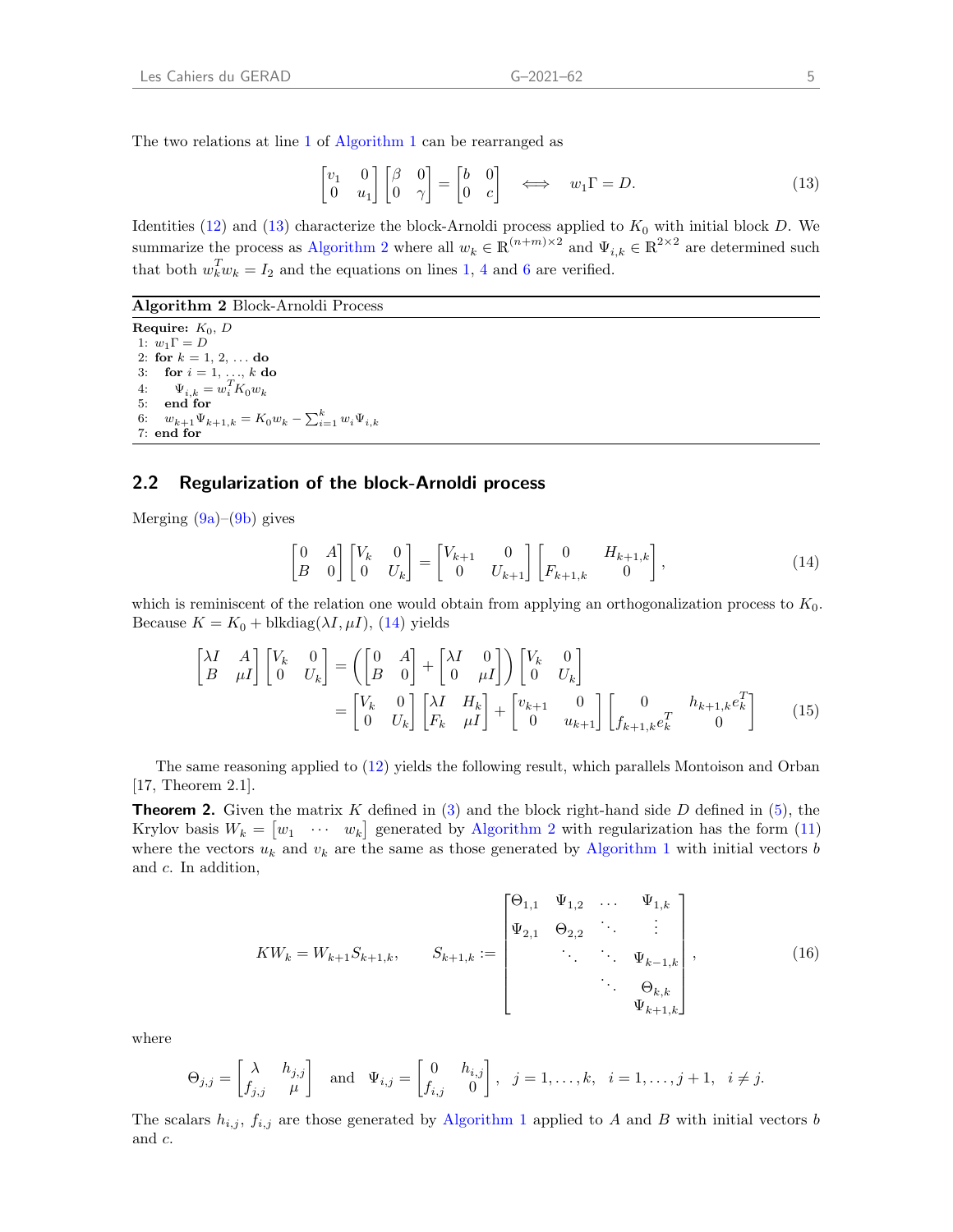The two relations at line 1 of Algorithm 1 can be rearranged as

$$
\begin{bmatrix} v_1 & 0 \\ 0 & u_1 \end{bmatrix} \begin{bmatrix} \beta & 0 \\ 0 & \gamma \end{bmatrix} = \begin{bmatrix} b & 0 \\ 0 & c \end{bmatrix} \quad \Longleftrightarrow \quad w_1 \Gamma = D. \tag{13}
$$

Identities (12) and (13) characterize the block-Arnoldi process applied to $K_0$ with initial block $D$. We summarize the process as Algorithm 2 where all $w_k \in \mathbb{R}^{(n+m)\times 2}$ and $\Psi_{i,k} \in \mathbb{R}^{2\times 2}$ are determined such that both $w_k^T w_k = I_2$ and the equations on lines 1, 4 and 6 are verified.

**Algorithm 2** Block-Arnoldi Process

```
Require: K_0, D
1: w_1 Γ = D
2: for k = 1, 2, ... do
3:   for i = 1, ..., k do
4:     Ψ_{i,k} = w_i^T K_0 w_k
5:   end for
6:   w_{k+1} Ψ_{k+1,k} = K_0 w_k − Σ_{i=1}^{k} w_i Ψ_{i,k}
7: end for
```

## 2.2 Regularization of the block-Arnoldi process

Merging (9a)–(9b) gives

$$
\begin{bmatrix} 0 & A \\ B & 0 \end{bmatrix} \begin{bmatrix} V_k & 0 \\ 0 & U_k \end{bmatrix} = \begin{bmatrix} V_{k+1} & 0 \\ 0 & U_{k+1} \end{bmatrix} \begin{bmatrix} 0 & H_{k+1,k} \\ F_{k+1,k} & 0 \end{bmatrix}, \tag{14}
$$

which is reminiscent of the relation one would obtain from applying an orthogonalization process to $K_0$. Because $K = K_0 + \text{blkdiag}(\lambda I, \mu I)$, (14) yields

$$
\begin{aligned}
\begin{bmatrix} \lambda I & A \\ B & \mu I \end{bmatrix} \begin{bmatrix} V_k & 0 \\ 0 & U_k \end{bmatrix} &= \left( \begin{bmatrix} 0 & A \\ B & 0 \end{bmatrix} + \begin{bmatrix} \lambda I & 0 \\ 0 & \mu I \end{bmatrix} \right) \begin{bmatrix} V_k & 0 \\ 0 & U_k \end{bmatrix} \\
&= \begin{bmatrix} V_k & 0 \\ 0 & U_k \end{bmatrix} \begin{bmatrix} \lambda I & H_k \\ F_k & \mu I \end{bmatrix} + \begin{bmatrix} v_{k+1} & 0 \\ 0 & u_{k+1} \end{bmatrix} \begin{bmatrix} 0 & h_{k+1,k} e_k^T \\ f_{k+1,k} e_k^T & 0 \end{bmatrix}
\end{aligned} \tag{15}
$$

The same reasoning applied to (12) yields the following result, which parallels Montoison and Orban [17, Theorem 2.1].

**Theorem 2.** Given the matrix $K$ defined in (3) and the block right-hand side $D$ defined in (5), the Krylov basis $W_k = \begin{bmatrix} w_1 & \cdots & w_k \end{bmatrix}$ generated by Algorithm 2 with regularization has the form (11) where the vectors $u_k$ and $v_k$ are the same as those generated by Algorithm 1 with initial vectors $b$ and $c$. In addition,

$$
K W_k = W_{k+1} S_{k+1,k}, \qquad S_{k+1,k} := \begin{bmatrix} \Theta_{1,1} & \Psi_{1,2} & \cdots & \Psi_{1,k} \\ \Psi_{2,1} & \Theta_{2,2} & \ddots & \vdots \\ & \ddots & \ddots & \Psi_{k-1,k} \\ & & \ddots & \Theta_{k,k} \\ & & & \Psi_{k+1,k} \end{bmatrix}, \tag{16}
$$

where

$$
\Theta_{j,j} = \begin{bmatrix} \lambda & h_{j,j} \\ f_{j,j} & \mu \end{bmatrix} \quad \text{and} \quad \Psi_{i,j} = \begin{bmatrix} 0 & h_{i,j} \\ f_{i,j} & 0 \end{bmatrix}, \quad j = 1, \ldots, k, \quad i = 1, \ldots, j+1, \quad i \neq j.
$$

The scalars $h_{i,j}$, $f_{i,j}$ are those generated by Algorithm 1 applied to $A$ and $B$ with initial vectors $b$ and $c$.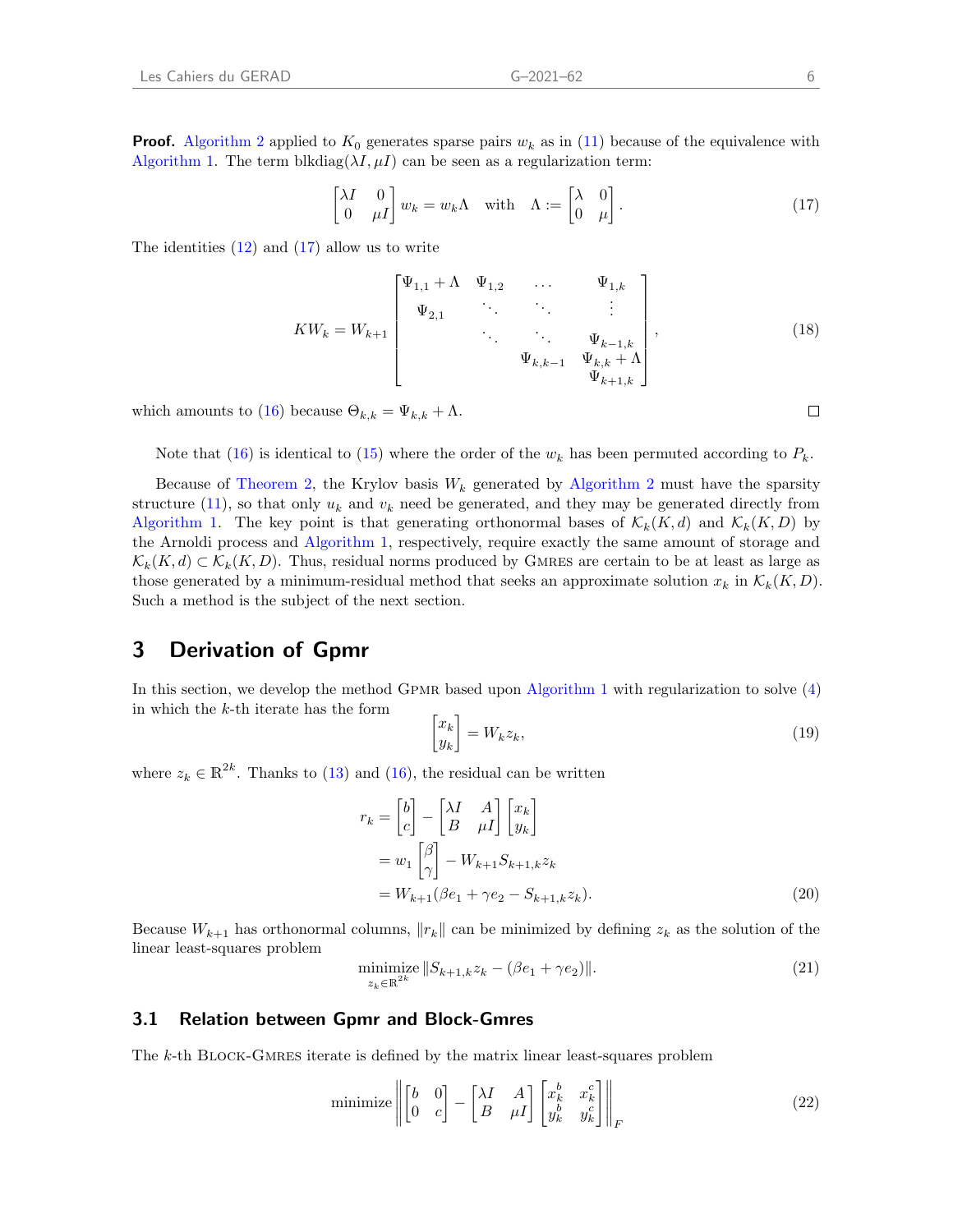**Proof.** Algorithm 2 applied to $K_0$ generates sparse pairs $w_k$ as in (11) because of the equivalence with Algorithm 1. The term $\text{blkdiag}(\lambda I, \mu I)$ can be seen as a regularization term:

$$\begin{bmatrix} \lambda I & 0 \\ 0 & \mu I \end{bmatrix} w_k = w_k \Lambda \quad \text{with} \quad \Lambda := \begin{bmatrix} \lambda & 0 \\ 0 & \mu \end{bmatrix}. \tag{17}$$

The identities (12) and (17) allow us to write

$$KW_k = W_{k+1} \begin{bmatrix} \Psi_{1,1} + \Lambda & \Psi_{1,2} & \dots & \Psi_{1,k} \\ \Psi_{2,1} & \ddots & \ddots & \vdots \\ & \ddots & \ddots & \Psi_{k-1,k} \\ & & \Psi_{k,k-1} & \Psi_{k,k} + \Lambda \\ & & & \Psi_{k+1,k} \end{bmatrix}, \tag{18}$$

which amounts to (16) because $\Theta_{k,k} = \Psi_{k,k} + \Lambda$. $\square$

Note that (16) is identical to (15) where the order of the $w_k$ has been permuted according to $P_k$.

Because of Theorem 2, the Krylov basis $W_k$ generated by Algorithm 2 must have the sparsity structure (11), so that only $u_k$ and $v_k$ need be generated, and they may be generated directly from Algorithm 1. The key point is that generating orthonormal bases of $\mathcal{K}_k(K, d)$ and $\mathcal{K}_k(K, D)$ by the Arnoldi process and Algorithm 1, respectively, require exactly the same amount of storage and $\mathcal{K}_k(K, d) \subset \mathcal{K}_k(K, D)$. Thus, residual norms produced by GMRES are certain to be at least as large as those generated by a minimum-residual method that seeks an approximate solution $x_k$ in $\mathcal{K}_k(K, D)$. Such a method is the subject of the next section.

# 3 Derivation of Gpmr

In this section, we develop the method GPMR based upon Algorithm 1 with regularization to solve (4) in which the $k$-th iterate has the form

$$\begin{bmatrix} x_k \\ y_k \end{bmatrix} = W_k z_k, \tag{19}$$

where $z_k \in \mathbb{R}^{2k}$. Thanks to (13) and (16), the residual can be written

$$\begin{aligned} r_k &= \begin{bmatrix} b \\ c \end{bmatrix} - \begin{bmatrix} \lambda I & A \\ B & \mu I \end{bmatrix} \begin{bmatrix} x_k \\ y_k \end{bmatrix} \\ &= w_1 \begin{bmatrix} \beta \\ \gamma \end{bmatrix} - W_{k+1} S_{k+1,k} z_k \\ &= W_{k+1}(\beta e_1 + \gamma e_2 - S_{k+1,k} z_k). \end{aligned} \tag{20}$$

Because $W_{k+1}$ has orthonormal columns, $\|r_k\|$ can be minimized by defining $z_k$ as the solution of the linear least-squares problem

$$\underset{z_k \in \mathbb{R}^{2k}}{\text{minimize}} \; \|S_{k+1,k} z_k - (\beta e_1 + \gamma e_2)\|. \tag{21}$$

## 3.1 Relation between Gpmr and Block-Gmres

The $k$-th BLOCK-GMRES iterate is defined by the matrix linear least-squares problem

$$\text{minimize} \left\| \begin{bmatrix} b & 0 \\ 0 & c \end{bmatrix} - \begin{bmatrix} \lambda I & A \\ B & \mu I \end{bmatrix} \begin{bmatrix} x_k^b & x_k^c \\ y_k^b & y_k^c \end{bmatrix} \right\|_F \tag{22}$$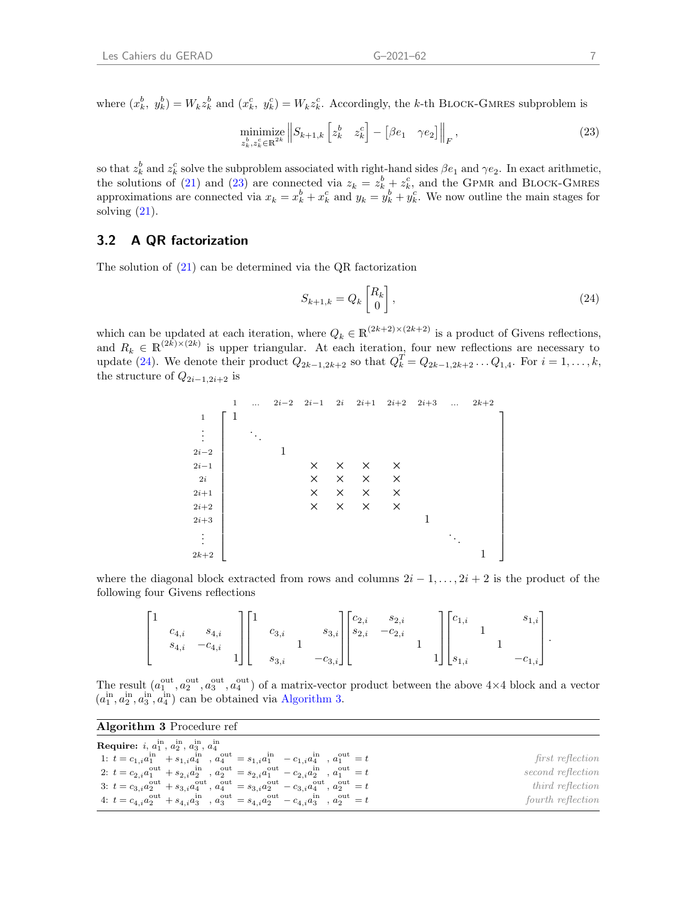where $(x_k^b,\ y_k^b) = W_k z_k^b$ and $(x_k^c,\ y_k^c) = W_k z_k^c$. Accordingly, the $k$-th Block-Gmres subproblem is

$$\underset{z_k^b, z_k^c \in \mathbb{R}^{2k}}{\text{minimize}} \left\| S_{k+1,k} \begin{bmatrix} z_k^b & z_k^c \end{bmatrix} - \begin{bmatrix} \beta e_1 & \gamma e_2 \end{bmatrix} \right\|_F, \tag{23}$$

so that $z_k^b$ and $z_k^c$ solve the subproblem associated with right-hand sides $\beta e_1$ and $\gamma e_2$. In exact arithmetic, the solutions of (21) and (23) are connected via $z_k = z_k^b + z_k^c$, and the Gpmr and Block-Gmres approximations are connected via $x_k = x_k^b + x_k^c$ and $y_k = y_k^b + y_k^c$. We now outline the main stages for solving (21).

## 3.2 A QR factorization

The solution of (21) can be determined via the QR factorization

$$S_{k+1,k} = Q_k \begin{bmatrix} R_k \\ 0 \end{bmatrix}, \tag{24}$$

which can be updated at each iteration, where $Q_k \in \mathbb{R}^{(2k+2)\times(2k+2)}$ is a product of Givens reflections, and $R_k \in \mathbb{R}^{(2k)\times(2k)}$ is upper triangular. At each iteration, four new reflections are necessary to update (24). We denote their product $Q_{2k-1,2k+2}$ so that $Q_k^T = Q_{2k-1,2k+2} \dots Q_{1,4}$. For $i = 1, \dots, k$, the structure of $Q_{2i-1,2i+2}$ is

$$\begin{array}{c} \\ 1 \\ \vdots \\ 2i{-}2 \\ 2i{-}1 \\ 2i \\ 2i{+}1 \\ 2i{+}2 \\ 2i{+}3 \\ \vdots \\ 2k{+}2 \end{array}
\begin{array}{c}
\begin{array}{ccccccccccc} 1 & \dots & 2i{-}2 & 2i{-}1 & 2i & 2i{+}1 & 2i{+}2 & 2i{+}3 & \dots & 2k{+}2 \end{array} \\
\begin{bmatrix}
1 & & & & & & & & & \\
& \ddots & & & & & & & & \\
& & 1 & & & & & & & \\
& & & \times & \times & \times & \times & & & \\
& & & \times & \times & \times & \times & & & \\
& & & \times & \times & \times & \times & & & \\
& & & \times & \times & \times & \times & & & \\
& & & & & & & 1 & & \\
& & & & & & & & \ddots & \\
& & & & & & & & & 1
\end{bmatrix}
\end{array}$$

where the diagonal block extracted from rows and columns $2i-1, \dots, 2i+2$ is the product of the following four Givens reflections

$$\begin{bmatrix} 1 & & & \\ & c_{4,i} & s_{4,i} & \\ & s_{4,i} & -c_{4,i} & \\ & & & 1 \end{bmatrix}
\begin{bmatrix} 1 & & & \\ & c_{3,i} & & s_{3,i} \\ & & 1 & \\ & s_{3,i} & & -c_{3,i} \end{bmatrix}
\begin{bmatrix} c_{2,i} & s_{2,i} & & \\ s_{2,i} & -c_{2,i} & & \\ & & 1 & \\ & & & 1 \end{bmatrix}
\begin{bmatrix} c_{1,i} & & & s_{1,i} \\ & 1 & & \\ & & 1 & \\ s_{1,i} & & & -c_{1,i} \end{bmatrix}.$$

The result $(a_1^{\text{out}}, a_2^{\text{out}}, a_3^{\text{out}}, a_4^{\text{out}})$ of a matrix-vector product between the above $4{\times}4$ block and a vector $(a_1^{\text{in}}, a_2^{\text{in}}, a_3^{\text{in}}, a_4^{\text{in}})$ can be obtained via Algorithm 3.

**Algorithm 3** Procedure ref

**Require:** $i,\ a_1^{\text{in}},\ a_2^{\text{in}},\ a_3^{\text{in}},\ a_4^{\text{in}}$

1: $t = c_{1,i} a_1^{\text{in}} + s_{1,i} a_4^{\text{in}}$ , $a_4^{\text{out}} = s_{1,i} a_1^{\text{in}} - c_{1,i} a_4^{\text{in}}$ , $a_1^{\text{out}} = t$ — *first reflection*
2: $t = c_{2,i} a_1^{\text{out}} + s_{2,i} a_2^{\text{in}}$ , $a_2^{\text{out}} = s_{2,i} a_1^{\text{out}} - c_{2,i} a_2^{\text{in}}$ , $a_1^{\text{out}} = t$ — *second reflection*
3: $t = c_{3,i} a_2^{\text{out}} + s_{3,i} a_4^{\text{out}}$ , $a_4^{\text{out}} = s_{3,i} a_2^{\text{out}} - c_{3,i} a_4^{\text{out}}$ , $a_2^{\text{out}} = t$ — *third reflection*
4: $t = c_{4,i} a_2^{\text{out}} + s_{4,i} a_3^{\text{in}}$ , $a_3^{\text{out}} = s_{4,i} a_2^{\text{out}} - c_{4,i} a_3^{\text{in}}$ , $a_2^{\text{out}} = t$ — *fourth reflection*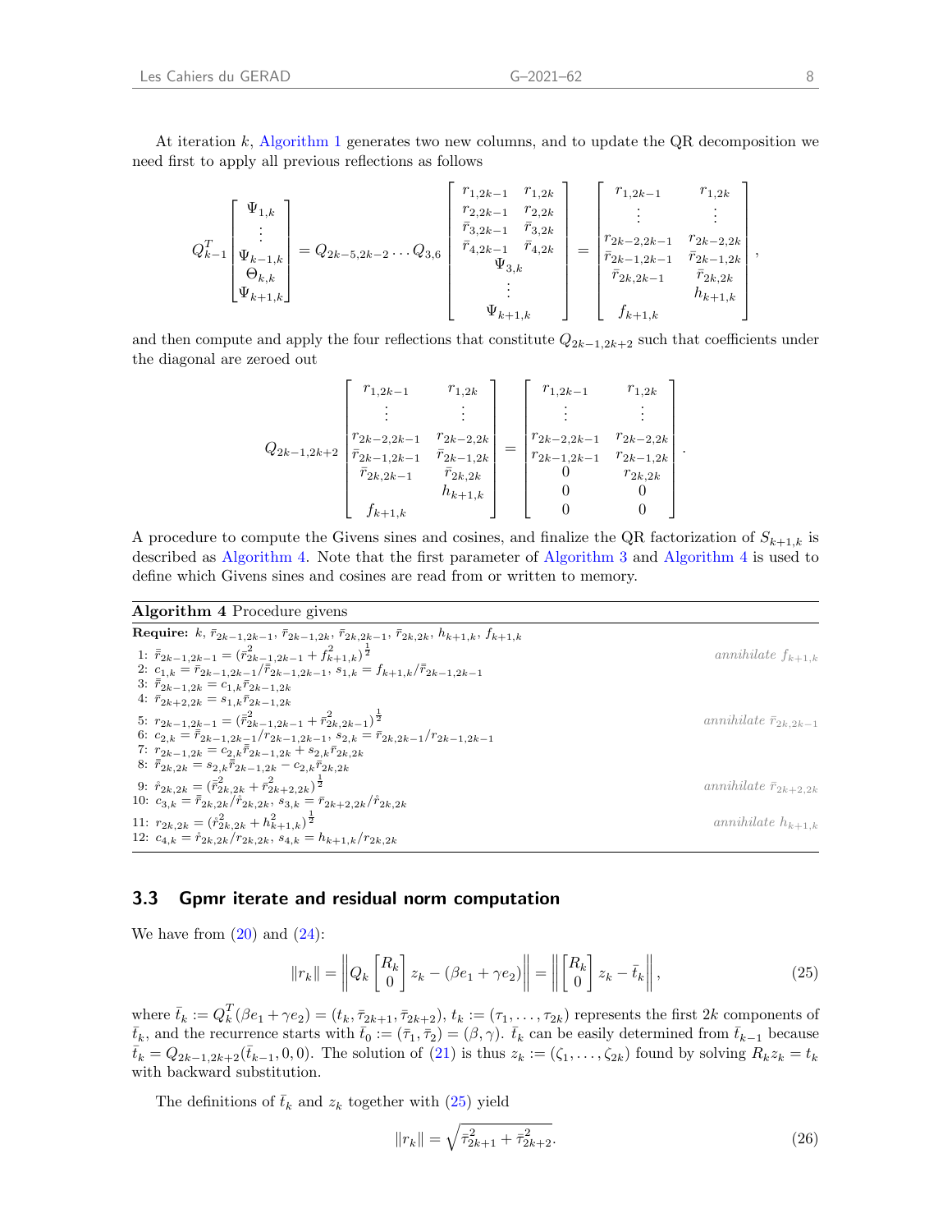At iteration $k$, Algorithm 1 generates two new columns, and to update the QR decomposition we need first to apply all previous reflections as follows

$$
Q_{k-1}^T \begin{bmatrix} \Psi_{1,k} \\ \vdots \\ \Psi_{k-1,k} \\ \Theta_{k,k} \\ \Psi_{k+1,k} \end{bmatrix} = Q_{2k-5,2k-2} \dots Q_{3,6} \begin{bmatrix} r_{1,2k-1} & r_{1,2k} \\ r_{2,2k-1} & r_{2,2k} \\ \bar{r}_{3,2k-1} & \bar{r}_{3,2k} \\ \bar{r}_{4,2k-1} & \bar{r}_{4,2k} \\ & \Psi_{3,k} \\ & \vdots \\ & \Psi_{k+1,k} \end{bmatrix} = \begin{bmatrix} r_{1,2k-1} & r_{1,2k} \\ \vdots & \vdots \\ r_{2k-2,2k-1} & r_{2k-2,2k} \\ \bar{r}_{2k-1,2k-1} & \bar{r}_{2k-1,2k} \\ \bar{r}_{2k,2k-1} & \bar{r}_{2k,2k} \\ & h_{k+1,k} \\ f_{k+1,k} & \end{bmatrix},
$$

and then compute and apply the four reflections that constitute $Q_{2k-1,2k+2}$ such that coefficients under the diagonal are zeroed out

$$
Q_{2k-1,2k+2} \begin{bmatrix} r_{1,2k-1} & r_{1,2k} \\ \vdots & \vdots \\ r_{2k-2,2k-1} & r_{2k-2,2k} \\ \bar{r}_{2k-1,2k-1} & \bar{r}_{2k-1,2k} \\ \bar{r}_{2k,2k-1} & \bar{r}_{2k,2k} \\ & h_{k+1,k} \\ f_{k+1,k} & \end{bmatrix} = \begin{bmatrix} r_{1,2k-1} & r_{1,2k} \\ \vdots & \vdots \\ r_{2k-2,2k-1} & r_{2k-2,2k} \\ r_{2k-1,2k-1} & r_{2k-1,2k} \\ 0 & r_{2k,2k} \\ 0 & 0 \\ 0 & 0 \end{bmatrix}.
$$

A procedure to compute the Givens sines and cosines, and finalize the QR factorization of $S_{k+1,k}$ is described as Algorithm 4. Note that the first parameter of Algorithm 3 and Algorithm 4 is used to define which Givens sines and cosines are read from or written to memory.

**Algorithm 4** Procedure givens

**Require:** $k$, $\bar{r}_{2k-1,2k-1}$, $\bar{r}_{2k-1,2k}$, $\bar{r}_{2k,2k-1}$, $\bar{r}_{2k,2k}$, $h_{k+1,k}$, $f_{k+1,k}$

1: $\bar{\bar{r}}_{2k-1,2k-1} = (\bar{r}^2_{2k-1,2k-1} + f^2_{k+1,k})^{\frac{1}{2}}$ — *annihilate $f_{k+1,k}$*
2: $c_{1,k} = \bar{r}_{2k-1,2k-1}/\bar{\bar{r}}_{2k-1,2k-1}$, $s_{1,k} = f_{k+1,k}/\bar{\bar{r}}_{2k-1,2k-1}$
3: $\bar{\bar{r}}_{2k-1,2k} = c_{1,k}\bar{r}_{2k-1,2k}$
4: $\bar{r}_{2k+2,2k} = s_{1,k}\bar{r}_{2k-1,2k}$

5: $r_{2k-1,2k-1} = (\bar{\bar{r}}^2_{2k-1,2k-1} + \bar{r}^2_{2k,2k-1})^{\frac{1}{2}}$ — *annihilate $\bar{r}_{2k,2k-1}$*
6: $c_{2,k} = \bar{\bar{r}}_{2k-1,2k-1}/r_{2k-1,2k-1}$, $s_{2,k} = \bar{r}_{2k,2k-1}/r_{2k-1,2k-1}$
7: $r_{2k-1,2k} = c_{2,k}\bar{\bar{r}}_{2k-1,2k} + s_{2,k}\bar{r}_{2k,2k}$
8: $\bar{\bar{r}}_{2k,2k} = s_{2,k}\bar{\bar{r}}_{2k-1,2k} - c_{2,k}\bar{r}_{2k,2k}$

9: $\mathring{r}_{2k,2k} = (\bar{\bar{r}}^2_{2k,2k} + \bar{r}^2_{2k+2,2k})^{\frac{1}{2}}$ — *annihilate $\bar{r}_{2k+2,2k}$*
10: $c_{3,k} = \bar{\bar{r}}_{2k,2k}/\mathring{r}_{2k,2k}$, $s_{3,k} = \bar{r}_{2k+2,2k}/\mathring{r}_{2k,2k}$

11: $r_{2k,2k} = (\mathring{r}^2_{2k,2k} + h^2_{k+1,k})^{\frac{1}{2}}$ — *annihilate $h_{k+1,k}$*
12: $c_{4,k} = \mathring{r}_{2k,2k}/r_{2k,2k}$, $s_{4,k} = h_{k+1,k}/r_{2k,2k}$

### 3.3 Gpmr iterate and residual norm computation

We have from (20) and (24):

$$
\|r_k\| = \left\| Q_k \begin{bmatrix} R_k \\ 0 \end{bmatrix} z_k - (\beta e_1 + \gamma e_2) \right\| = \left\| \begin{bmatrix} R_k \\ 0 \end{bmatrix} z_k - \bar{t}_k \right\|, \tag{25}
$$

where $\bar{t}_k := Q_k^T(\beta e_1 + \gamma e_2) = (t_k, \bar{\tau}_{2k+1}, \bar{\tau}_{2k+2})$, $t_k := (\tau_1, \dots, \tau_{2k})$ represents the first $2k$ components of $\bar{t}_k$, and the recurrence starts with $\bar{t}_0 := (\bar{\tau}_1, \bar{\tau}_2) = (\beta, \gamma)$. $\bar{t}_k$ can be easily determined from $\bar{t}_{k-1}$ because $\bar{t}_k = Q_{2k-1,2k+2}(\bar{t}_{k-1}, 0, 0)$. The solution of (21) is thus $z_k := (\zeta_1, \dots, \zeta_{2k})$ found by solving $R_k z_k = t_k$ with backward substitution.

The definitions of $\bar{t}_k$ and $z_k$ together with (25) yield

$$
\|r_k\| = \sqrt{\bar{\tau}^2_{2k+1} + \bar{\tau}^2_{2k+2}}. \tag{26}
$$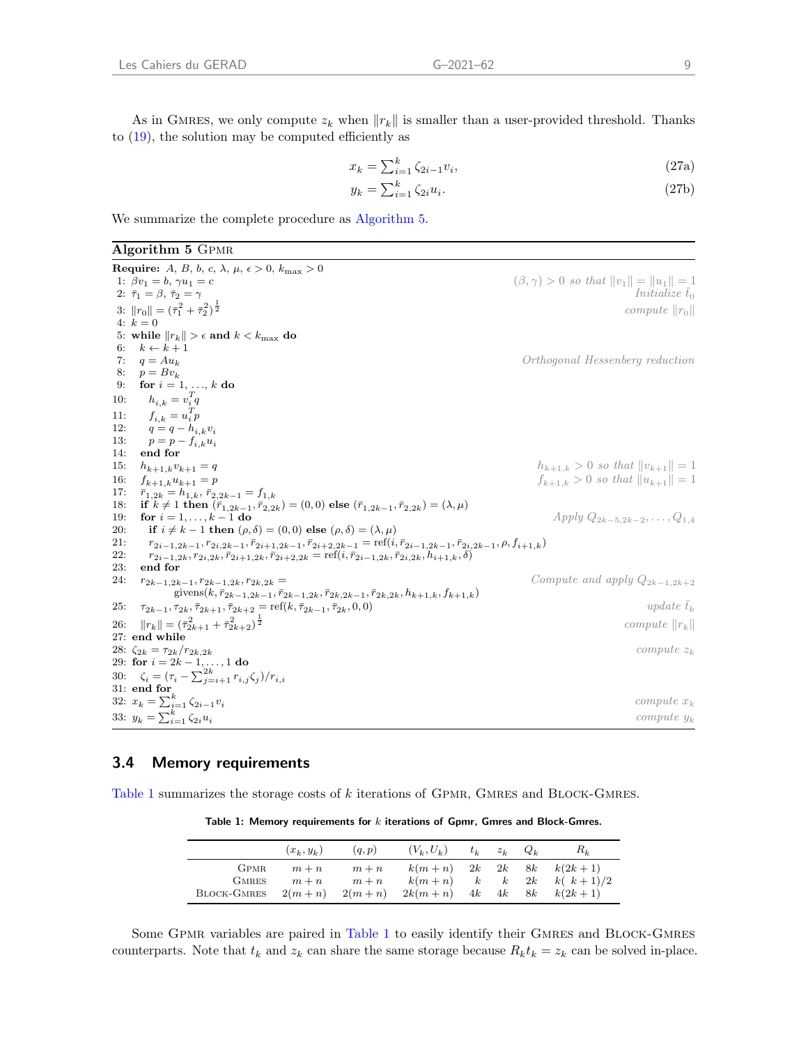As in Gmres, we only compute $z_k$ when $\|r_k\|$ is smaller than a user-provided threshold. Thanks to (19), the solution may be computed efficiently as

$$x_k = \textstyle\sum_{i=1}^{k} \zeta_{2i-1} v_i, \tag{27a}$$

$$y_k = \textstyle\sum_{i=1}^{k} \zeta_{2i} u_i. \tag{27b}$$

We summarize the complete procedure as Algorithm 5.

**Algorithm 5** Gpmr

```
Require: A, B, b, c, λ, μ, ε > 0, k_max > 0
 1: βv_1 = b, γu_1 = c                                  (β, γ) > 0 so that ‖v_1‖ = ‖u_1‖ = 1
 2: τ̄_1 = β, τ̄_2 = γ                                    Initialize t̄_0
 3: ‖r_0‖ = (τ̄_1² + τ̄_2²)^(1/2)                          compute ‖r_0‖
 4: k = 0
 5: while ‖r_k‖ > ε and k < k_max do
 6:    k ← k + 1
 7:    q = A u_k                                        Orthogonal Hessenberg reduction
 8:    p = B v_k
 9:    for i = 1, ..., k do
10:       h_{i,k} = v_i^T q
11:       f_{i,k} = u_i^T p
12:       q = q − h_{i,k} v_i
13:       p = p − f_{i,k} u_i
14:    end for
15:    h_{k+1,k} v_{k+1} = q                            h_{k+1,k} > 0 so that ‖v_{k+1}‖ = 1
16:    f_{k+1,k} u_{k+1} = p                            f_{k+1,k} > 0 so that ‖u_{k+1}‖ = 1
17:    r̄_{1,2k} = h_{1,k}, r̄_{2,2k−1} = f_{1,k}
18:    if k ≠ 1 then (r̄_{1,2k−1}, r̄_{2,2k}) = (0,0) else (r̄_{1,2k−1}, r̄_{2,2k}) = (λ, μ)
19:    for i = 1, ..., k − 1 do                         Apply Q_{2k−5,2k−2}, ..., Q_{1,4}
20:       if i ≠ k − 1 then (ρ, δ) = (0,0) else (ρ, δ) = (λ, μ)
21:       r_{2i−1,2k−1}, r_{2i,2k−1}, r̄_{2i+1,2k−1}, r̄_{2i+2,2k−1} = ref(i, r̄_{2i−1,2k−1}, r̄_{2i,2k−1}, ρ, f_{i+1,k})
22:       r_{2i−1,2k}, r_{2i,2k}, r̄_{2i+1,2k}, r̄_{2i+2,2k} = ref(i, r̄_{2i−1,2k}, r̄_{2i,2k}, h_{i+1,k}, δ)
23:    end for
24:    r_{2k−1,2k−1}, r_{2k−1,2k}, r_{2k,2k} =          Compute and apply Q_{2k−1,2k+2}
             givens(k, r̄_{2k−1,2k−1}, r̄_{2k−1,2k}, r̄_{2k,2k−1}, r̄_{2k,2k}, h_{k+1,k}, f_{k+1,k})
25:    τ_{2k−1}, τ_{2k}, τ̄_{2k+1}, τ̄_{2k+2} = ref(k, τ̄_{2k−1}, τ̄_{2k}, 0, 0)     update t̄_k
26:    ‖r_k‖ = (τ̄_{2k+1}² + τ̄_{2k+2}²)^(1/2)              compute ‖r_k‖
27: end while
28: ζ_{2k} = τ_{2k} / r_{2k,2k}                         compute z_k
29: for i = 2k − 1, ..., 1 do
30:    ζ_i = (τ_i − Σ_{j=i+1}^{2k} r_{i,j} ζ_j) / r_{i,i}
31: end for
32: x_k = Σ_{i=1}^{k} ζ_{2i−1} v_i                       compute x_k
33: y_k = Σ_{i=1}^{k} ζ_{2i} u_i                         compute y_k
```

## 3.4 Memory requirements

Table 1 summarizes the storage costs of $k$ iterations of Gpmr, Gmres and Block-Gmres.

**Table 1: Memory requirements for $k$ iterations of Gpmr, Gmres and Block-Gmres.**

| | $(x_k, y_k)$ | $(q, p)$ | $(V_k, U_k)$ | $t_k$ | $z_k$ | $Q_k$ | $R_k$ |
|---|---|---|---|---|---|---|---|
| Gpmr | $m+n$ | $m+n$ | $k(m+n)$ | $2k$ | $2k$ | $8k$ | $k(2k+1)$ |
| Gmres | $m+n$ | $m+n$ | $k(m+n)$ | $k$ | $k$ | $2k$ | $k(k+1)/2$ |
| Block-Gmres | $2(m+n)$ | $2(m+n)$ | $2k(m+n)$ | $4k$ | $4k$ | $8k$ | $k(2k+1)$ |

Some Gpmr variables are paired in Table 1 to easily identify their Gmres and Block-Gmres counterparts. Note that $t_k$ and $z_k$ can share the same storage because $R_k t_k = z_k$ can be solved in-place.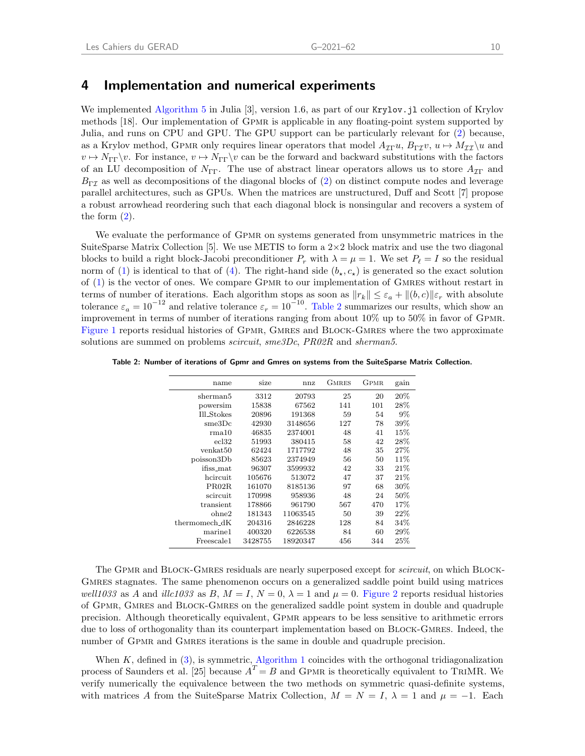## 4 Implementation and numerical experiments

We implemented Algorithm 5 in Julia [3], version 1.6, as part of our `Krylov.jl` collection of Krylov methods [18]. Our implementation of GPMR is applicable in any floating-point system supported by Julia, and runs on CPU and GPU. The GPU support can be particularly relevant for (2) because, as a Krylov method, GPMR only requires linear operators that model $A_{\mathcal{I}\Gamma}u$, $B_{\Gamma\mathcal{I}}v$, $u \mapsto M_{\mathcal{I}\mathcal{I}}\backslash u$ and $v \mapsto N_{\Gamma\Gamma}\backslash v$. For instance, $v \mapsto N_{\Gamma\Gamma}\backslash v$ can be the forward and backward substitutions with the factors of an LU decomposition of $N_{\Gamma\Gamma}$. The use of abstract linear operators allows us to store $A_{\mathcal{I}\Gamma}$ and $B_{\Gamma\mathcal{I}}$ as well as decompositions of the diagonal blocks of (2) on distinct compute nodes and leverage parallel architectures, such as GPUs. When the matrices are unstructured, Duff and Scott [7] propose a robust arrowhead reordering such that each diagonal block is nonsingular and recovers a system of the form (2).

We evaluate the performance of GPMR on systems generated from unsymmetric matrices in the SuiteSparse Matrix Collection [5]. We use METIS to form a 2×2 block matrix and use the two diagonal blocks to build a right block-Jacobi preconditioner $P_r$ with $\lambda = \mu = 1$. We set $P_\ell = I$ so the residual norm of (1) is identical to that of (4). The right-hand side $(b_\star, c_\star)$ is generated so the exact solution of (1) is the vector of ones. We compare GPMR to our implementation of GMRES without restart in terms of number of iterations. Each algorithm stops as soon as $\|r_k\| \le \varepsilon_a + \|(b,c)\|\varepsilon_r$ with absolute tolerance $\varepsilon_a = 10^{-12}$ and relative tolerance $\varepsilon_r = 10^{-10}$. Table 2 summarizes our results, which show an improvement in terms of number of iterations ranging from about 10% up to 50% in favor of GPMR. Figure 1 reports residual histories of GPMR, GMRES and BLOCK-GMRES where the two approximate solutions are summed on problems *scircuit*, *sme3Dc*, *PR02R* and *sherman5*.

**Table 2: Number of iterations of Gpmr and Gmres on systems from the SuiteSparse Matrix Collection.**

| name | size | nnz | GMRES | GPMR | gain |
|---:|---:|---:|---:|---:|---:|
| sherman5 | 3312 | 20793 | 25 | 20 | 20% |
| powersim | 15838 | 67562 | 141 | 101 | 28% |
| Ill_Stokes | 20896 | 191368 | 59 | 54 | 9% |
| sme3Dc | 42930 | 3148656 | 127 | 78 | 39% |
| rma10 | 46835 | 2374001 | 48 | 41 | 15% |
| ecl32 | 51993 | 380415 | 58 | 42 | 28% |
| venkat50 | 62424 | 1717792 | 48 | 35 | 27% |
| poisson3Db | 85623 | 2374949 | 56 | 50 | 11% |
| ifiss_mat | 96307 | 3599932 | 42 | 33 | 21% |
| hcircuit | 105676 | 513072 | 47 | 37 | 21% |
| PR02R | 161070 | 8185136 | 97 | 68 | 30% |
| scircuit | 170998 | 958936 | 48 | 24 | 50% |
| transient | 178866 | 961790 | 567 | 470 | 17% |
| ohne2 | 181343 | 11063545 | 50 | 39 | 22% |
| thermomech_dK | 204316 | 2846228 | 128 | 84 | 34% |
| marine1 | 400320 | 6226538 | 84 | 60 | 29% |
| Freescale1 | 3428755 | 18920347 | 456 | 344 | 25% |

The GPMR and BLOCK-GMRES residuals are nearly superposed except for *scircuit*, on which BLOCK-GMRES stagnates. The same phenomenon occurs on a generalized saddle point build using matrices *well1033* as $A$ and *illc1033* as $B$, $M = I$, $N = 0$, $\lambda = 1$ and $\mu = 0$. Figure 2 reports residual histories of GPMR, GMRES and BLOCK-GMRES on the generalized saddle point system in double and quadruple precision. Although theoretically equivalent, GPMR appears to be less sensitive to arithmetic errors due to loss of orthogonality than its counterpart implementation based on BLOCK-GMRES. Indeed, the number of GPMR and GMRES iterations is the same in double and quadruple precision.

When $K$, defined in (3), is symmetric, Algorithm 1 coincides with the orthogonal tridiagonalization process of Saunders et al. [25] because $A^T = B$ and GPMR is theoretically equivalent to TRIMR. We verify numerically the equivalence between the two methods on symmetric quasi-definite systems, with matrices $A$ from the SuiteSparse Matrix Collection, $M = N = I$, $\lambda = 1$ and $\mu = -1$. Each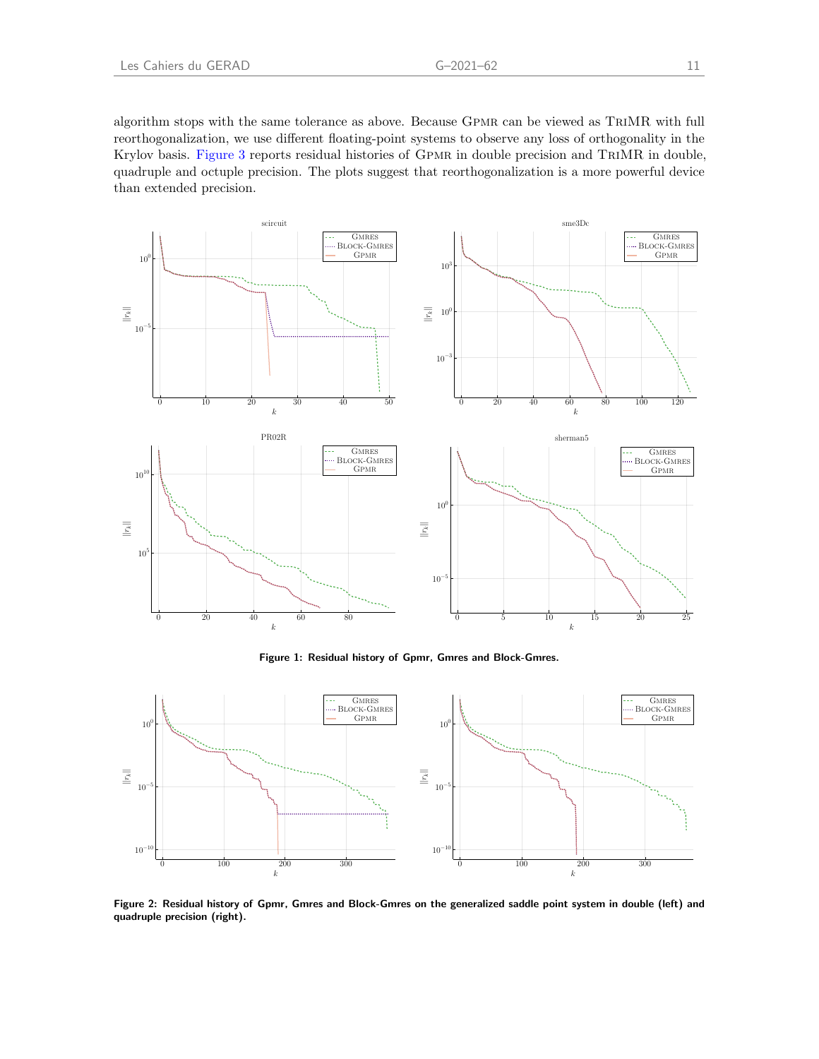algorithm stops with the same tolerance as above. Because GPMR can be viewed as TRIMR with full reorthogonalization, we use different floating-point systems to observe any loss of orthogonality in the Krylov basis. Figure 3 reports residual histories of GPMR in double precision and TRIMR in double, quadruple and octuple precision. The plots suggest that reorthogonalization is a more powerful device than extended precision.

**Figure 1: Residual history of Gpmr, Gmres and Block-Gmres.**

**Figure 2: Residual history of Gpmr, Gmres and Block-Gmres on the generalized saddle point system in double (left) and quadruple precision (right).**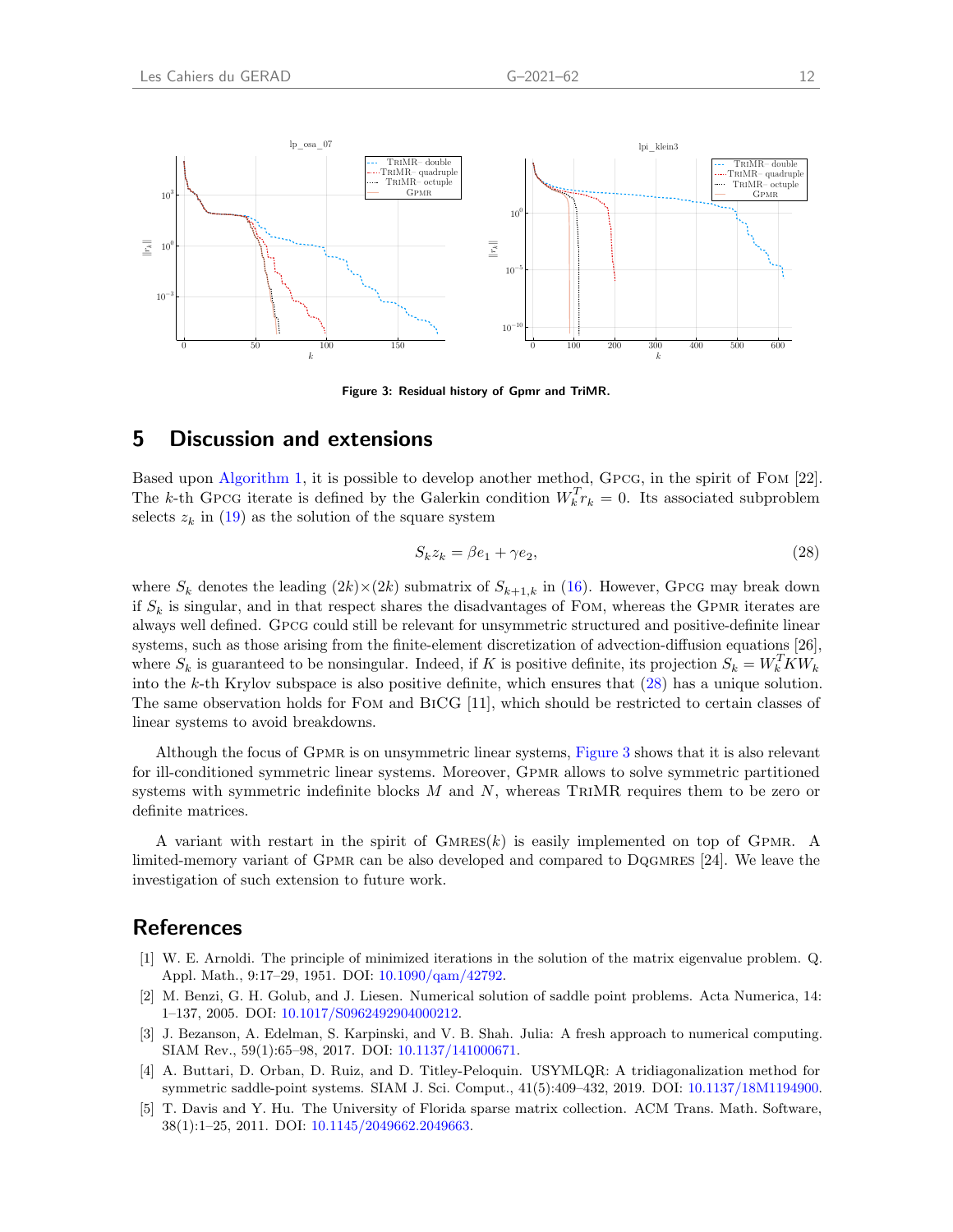Figure 3: Residual history of Gpmr and TriMR.

## 5 Discussion and extensions

Based upon Algorithm 1, it is possible to develop another method, Gpcg, in the spirit of Fom [22]. The $k$-th Gpcg iterate is defined by the Galerkin condition $W_k^T r_k = 0$. Its associated subproblem selects $z_k$ in (19) as the solution of the square system

$$S_k z_k = \beta e_1 + \gamma e_2, \tag{28}$$

where $S_k$ denotes the leading $(2k)\times(2k)$ submatrix of $S_{k+1,k}$ in (16). However, Gpcg may break down if $S_k$ is singular, and in that respect shares the disadvantages of Fom, whereas the Gpmr iterates are always well defined. Gpcg could still be relevant for unsymmetric structured and positive-definite linear systems, such as those arising from the finite-element discretization of advection-diffusion equations [26], where $S_k$ is guaranteed to be nonsingular. Indeed, if $K$ is positive definite, its projection $S_k = W_k^T K W_k$ into the $k$-th Krylov subspace is also positive definite, which ensures that (28) has a unique solution. The same observation holds for Fom and BiCG [11], which should be restricted to certain classes of linear systems to avoid breakdowns.

Although the focus of Gpmr is on unsymmetric linear systems, Figure 3 shows that it is also relevant for ill-conditioned symmetric linear systems. Moreover, Gpmr allows to solve symmetric partitioned systems with symmetric indefinite blocks $M$ and $N$, whereas TriMR requires them to be zero or definite matrices.

A variant with restart in the spirit of Gmres($k$) is easily implemented on top of Gpmr. A limited-memory variant of Gpmr can be also developed and compared to Dqgmres [24]. We leave the investigation of such extension to future work.

## References

[1] W. E. Arnoldi. The principle of minimized iterations in the solution of the matrix eigenvalue problem. Q. Appl. Math., 9:17–29, 1951. DOI: 10.1090/qam/42792.

[2] M. Benzi, G. H. Golub, and J. Liesen. Numerical solution of saddle point problems. Acta Numerica, 14: 1–137, 2005. DOI: 10.1017/S0962492904000212.

[3] J. Bezanson, A. Edelman, S. Karpinski, and V. B. Shah. Julia: A fresh approach to numerical computing. SIAM Rev., 59(1):65–98, 2017. DOI: 10.1137/141000671.

[4] A. Buttari, D. Orban, D. Ruiz, and D. Titley-Peloquin. USYMLQR: A tridiagonalization method for symmetric saddle-point systems. SIAM J. Sci. Comput., 41(5):409–432, 2019. DOI: 10.1137/18M1194900.

[5] T. Davis and Y. Hu. The University of Florida sparse matrix collection. ACM Trans. Math. Software, 38(1):1–25, 2011. DOI: 10.1145/2049662.2049663.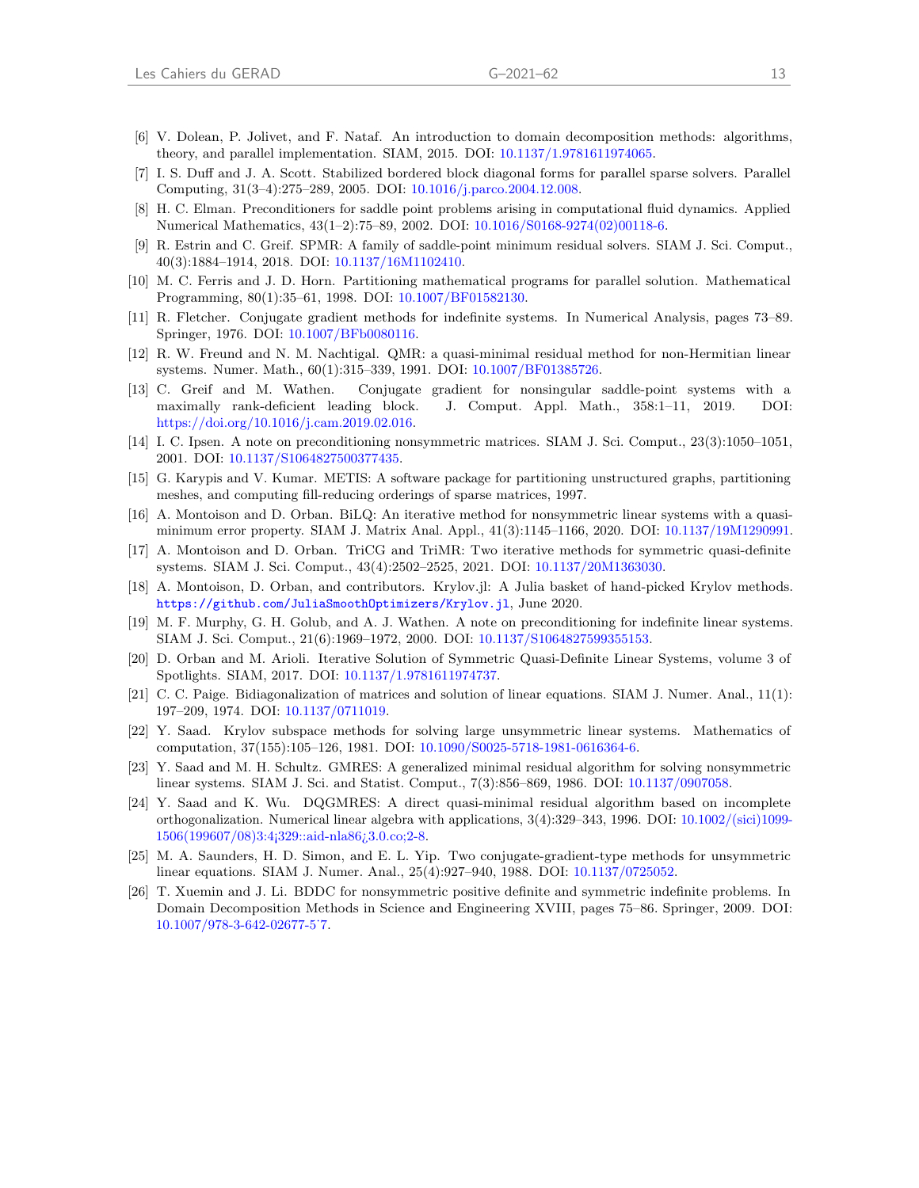[6] V. Dolean, P. Jolivet, and F. Nataf. An introduction to domain decomposition methods: algorithms, theory, and parallel implementation. SIAM, 2015. DOI: 10.1137/1.9781611974065.

[7] I. S. Duff and J. A. Scott. Stabilized bordered block diagonal forms for parallel sparse solvers. Parallel Computing, 31(3–4):275–289, 2005. DOI: 10.1016/j.parco.2004.12.008.

[8] H. C. Elman. Preconditioners for saddle point problems arising in computational fluid dynamics. Applied Numerical Mathematics, 43(1–2):75–89, 2002. DOI: 10.1016/S0168-9274(02)00118-6.

[9] R. Estrin and C. Greif. SPMR: A family of saddle-point minimum residual solvers. SIAM J. Sci. Comput., 40(3):1884–1914, 2018. DOI: 10.1137/16M1102410.

[10] M. C. Ferris and J. D. Horn. Partitioning mathematical programs for parallel solution. Mathematical Programming, 80(1):35–61, 1998. DOI: 10.1007/BF01582130.

[11] R. Fletcher. Conjugate gradient methods for indefinite systems. In Numerical Analysis, pages 73–89. Springer, 1976. DOI: 10.1007/BFb0080116.

[12] R. W. Freund and N. M. Nachtigal. QMR: a quasi-minimal residual method for non-Hermitian linear systems. Numer. Math., 60(1):315–339, 1991. DOI: 10.1007/BF01385726.

[13] C. Greif and M. Wathen. Conjugate gradient for nonsingular saddle-point systems with a maximally rank-deficient leading block. J. Comput. Appl. Math., 358:1–11, 2019. DOI: https://doi.org/10.1016/j.cam.2019.02.016.

[14] I. C. Ipsen. A note on preconditioning nonsymmetric matrices. SIAM J. Sci. Comput., 23(3):1050–1051, 2001. DOI: 10.1137/S1064827500377435.

[15] G. Karypis and V. Kumar. METIS: A software package for partitioning unstructured graphs, partitioning meshes, and computing fill-reducing orderings of sparse matrices, 1997.

[16] A. Montoison and D. Orban. BiLQ: An iterative method for nonsymmetric linear systems with a quasi-minimum error property. SIAM J. Matrix Anal. Appl., 41(3):1145–1166, 2020. DOI: 10.1137/19M1290991.

[17] A. Montoison and D. Orban. TriCG and TriMR: Two iterative methods for symmetric quasi-definite systems. SIAM J. Sci. Comput., 43(4):2502–2525, 2021. DOI: 10.1137/20M1363030.

[18] A. Montoison, D. Orban, and contributors. Krylov.jl: A Julia basket of hand-picked Krylov methods. `https://github.com/JuliaSmoothOptimizers/Krylov.jl`, June 2020.

[19] M. F. Murphy, G. H. Golub, and A. J. Wathen. A note on preconditioning for indefinite linear systems. SIAM J. Sci. Comput., 21(6):1969–1972, 2000. DOI: 10.1137/S1064827599355153.

[20] D. Orban and M. Arioli. Iterative Solution of Symmetric Quasi-Definite Linear Systems, volume 3 of Spotlights. SIAM, 2017. DOI: 10.1137/1.9781611974737.

[21] C. C. Paige. Bidiagonalization of matrices and solution of linear equations. SIAM J. Numer. Anal., 11(1): 197–209, 1974. DOI: 10.1137/0711019.

[22] Y. Saad. Krylov subspace methods for solving large unsymmetric linear systems. Mathematics of computation, 37(155):105–126, 1981. DOI: 10.1090/S0025-5718-1981-0616364-6.

[23] Y. Saad and M. H. Schultz. GMRES: A generalized minimal residual algorithm for solving nonsymmetric linear systems. SIAM J. Sci. and Statist. Comput., 7(3):856–869, 1986. DOI: 10.1137/0907058.

[24] Y. Saad and K. Wu. DQGMRES: A direct quasi-minimal residual algorithm based on incomplete orthogonalization. Numerical linear algebra with applications, 3(4):329–343, 1996. DOI: 10.1002/(sici)1099-1506(199607/08)3:4¡329::aid-nla86¿3.0.co;2-8.

[25] M. A. Saunders, H. D. Simon, and E. L. Yip. Two conjugate-gradient-type methods for unsymmetric linear equations. SIAM J. Numer. Anal., 25(4):927–940, 1988. DOI: 10.1137/0725052.

[26] T. Xuemin and J. Li. BDDC for nonsymmetric positive definite and symmetric indefinite problems. In Domain Decomposition Methods in Science and Engineering XVIII, pages 75–86. Springer, 2009. DOI: 10.1007/978-3-642-02677-5˙7.